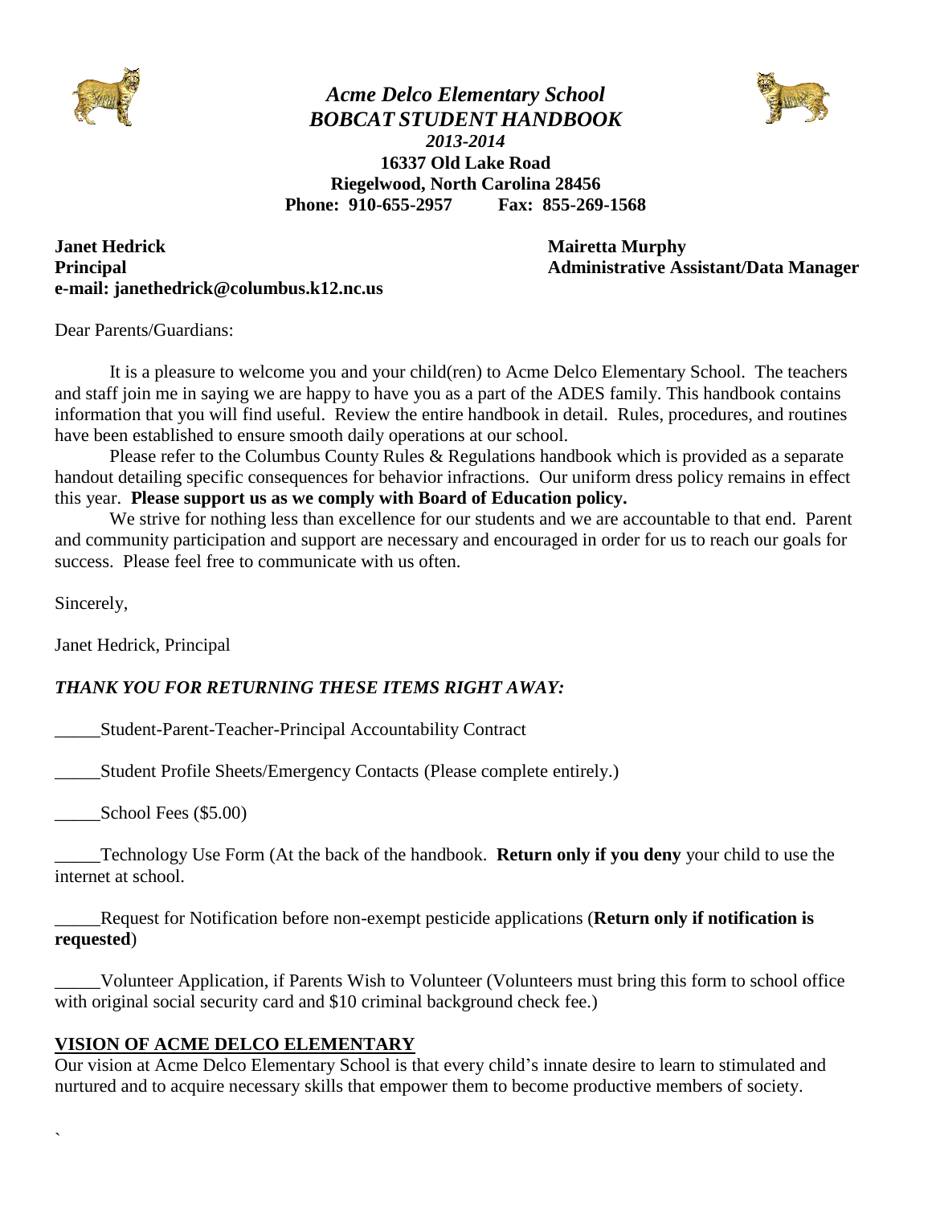# *Acme Delco Elementary School*
## *BOBCAT STUDENT HANDBOOK*

***2013-2014***

**16337 Old Lake Road**
**Riegelwood, North Carolina 28456**
**Phone: 910-655-2957 Fax: 855-269-1568**

**Janet Hedrick**
**Principal**
**e-mail: janethedrick@columbus.k12.nc.us**

**Mairetta Murphy**
**Administrative Assistant/Data Manager**

Dear Parents/Guardians:

It is a pleasure to welcome you and your child(ren) to Acme Delco Elementary School. The teachers and staff join me in saying we are happy to have you as a part of the ADES family. This handbook contains information that you will find useful. Review the entire handbook in detail. Rules, procedures, and routines have been established to ensure smooth daily operations at our school.

Please refer to the Columbus County Rules & Regulations handbook which is provided as a separate handout detailing specific consequences for behavior infractions. Our uniform dress policy remains in effect this year. **Please support us as we comply with Board of Education policy.**

We strive for nothing less than excellence for our students and we are accountable to that end. Parent and community participation and support are necessary and encouraged in order for us to reach our goals for success. Please feel free to communicate with us often.

Sincerely,

Janet Hedrick, Principal

***THANK YOU FOR RETURNING THESE ITEMS RIGHT AWAY:***

_____Student-Parent-Teacher-Principal Accountability Contract

_____Student Profile Sheets/Emergency Contacts (Please complete entirely.)

_____School Fees ($5.00)

_____Technology Use Form (At the back of the handbook. **Return only if you deny** your child to use the internet at school.

_____Request for Notification before non-exempt pesticide applications (**Return only if notification is requested**)

_____Volunteer Application, if Parents Wish to Volunteer (Volunteers must bring this form to school office with original social security card and $10 criminal background check fee.)

## VISION OF ACME DELCO ELEMENTARY

Our vision at Acme Delco Elementary School is that every child's innate desire to learn to stimulated and nurtured and to acquire necessary skills that empower them to become productive members of society.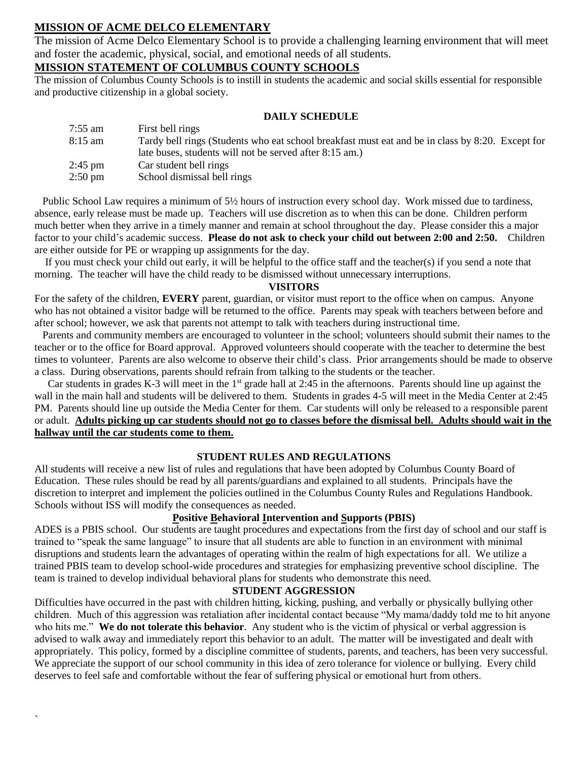## MISSION OF ACME DELCO ELEMENTARY

The mission of Acme Delco Elementary School is to provide a challenging learning environment that will meet and foster the academic, physical, social, and emotional needs of all students.

## MISSION STATEMENT OF COLUMBUS COUNTY SCHOOLS

The mission of Columbus County Schools is to instill in students the academic and social skills essential for responsible and productive citizenship in a global society.

### DAILY SCHEDULE

| | |
|---|---|
| 7:55 am | First bell rings |
| 8:15 am | Tardy bell rings (Students who eat school breakfast must eat and be in class by 8:20. Except for late buses, students will not be served after 8:15 am.) |
| 2:45 pm | Car student bell rings |
| 2:50 pm | School dismissal bell rings |

Public School Law requires a minimum of 5½ hours of instruction every school day. Work missed due to tardiness, absence, early release must be made up. Teachers will use discretion as to when this can be done. Children perform much better when they arrive in a timely manner and remain at school throughout the day. Please consider this a major factor to your child's academic success. **Please do not ask to check your child out between 2:00 and 2:50.** Children are either outside for PE or wrapping up assignments for the day.

If you must check your child out early, it will be helpful to the office staff and the teacher(s) if you send a note that morning. The teacher will have the child ready to be dismissed without unnecessary interruptions.

### VISITORS

For the safety of the children, **EVERY** parent, guardian, or visitor must report to the office when on campus. Anyone who has not obtained a visitor badge will be returned to the office. Parents may speak with teachers between before and after school; however, we ask that parents not attempt to talk with teachers during instructional time.

Parents and community members are encouraged to volunteer in the school; volunteers should submit their names to the teacher or to the office for Board approval. Approved volunteers should cooperate with the teacher to determine the best times to volunteer. Parents are also welcome to observe their child's class. Prior arrangements should be made to observe a class. During observations, parents should refrain from talking to the students or the teacher.

Car students in grades K-3 will meet in the 1st grade hall at 2:45 in the afternoons. Parents should line up against the wall in the main hall and students will be delivered to them. Students in grades 4-5 will meet in the Media Center at 2:45 PM. Parents should line up outside the Media Center for them. Car students will only be released to a responsible parent or adult. **Adults picking up car students should not go to classes before the dismissal bell. Adults should wait in the hallway until the car students come to them.**

### STUDENT RULES AND REGULATIONS

All students will receive a new list of rules and regulations that have been adopted by Columbus County Board of Education. These rules should be read by all parents/guardians and explained to all students. Principals have the discretion to interpret and implement the policies outlined in the Columbus County Rules and Regulations Handbook. Schools without ISS will modify the consequences as needed.

### Positive Behavioral Intervention and Supports (PBIS)

ADES is a PBIS school. Our students are taught procedures and expectations from the first day of school and our staff is trained to "speak the same language" to insure that all students are able to function in an environment with minimal disruptions and students learn the advantages of operating within the realm of high expectations for all. We utilize a trained PBIS team to develop school-wide procedures and strategies for emphasizing preventive school discipline. The team is trained to develop individual behavioral plans for students who demonstrate this need.

### STUDENT AGGRESSION

Difficulties have occurred in the past with children hitting, kicking, pushing, and verbally or physically bullying other children. Much of this aggression was retaliation after incidental contact because "My mama/daddy told me to hit anyone who hits me." **We do not tolerate this behavior**. Any student who is the victim of physical or verbal aggression is advised to walk away and immediately report this behavior to an adult. The matter will be investigated and dealt with appropriately. This policy, formed by a discipline committee of students, parents, and teachers, has been very successful. We appreciate the support of our school community in this idea of zero tolerance for violence or bullying. Every child deserves to feel safe and comfortable without the fear of suffering physical or emotional hurt from others.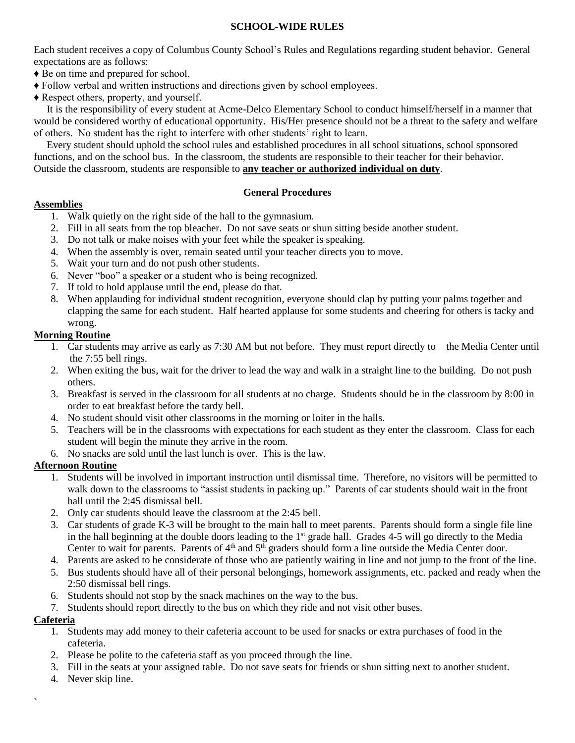## SCHOOL-WIDE RULES

Each student receives a copy of Columbus County School's Rules and Regulations regarding student behavior. General expectations are as follows:

- ♦ Be on time and prepared for school.
- ♦ Follow verbal and written instructions and directions given by school employees.
- ♦ Respect others, property, and yourself.

It is the responsibility of every student at Acme-Delco Elementary School to conduct himself/herself in a manner that would be considered worthy of educational opportunity. His/Her presence should not be a threat to the safety and welfare of others. No student has the right to interfere with other students' right to learn.

Every student should uphold the school rules and established procedures in all school situations, school sponsored functions, and on the school bus. In the classroom, the students are responsible to their teacher for their behavior. Outside the classroom, students are responsible to **any teacher or authorized individual on duty**.

### General Procedures

**Assemblies**

1. Walk quietly on the right side of the hall to the gymnasium.
2. Fill in all seats from the top bleacher. Do not save seats or shun sitting beside another student.
3. Do not talk or make noises with your feet while the speaker is speaking.
4. When the assembly is over, remain seated until your teacher directs you to move.
5. Wait your turn and do not push other students.
6. Never "boo" a speaker or a student who is being recognized.
7. If told to hold applause until the end, please do that.
8. When applauding for individual student recognition, everyone should clap by putting your palms together and clapping the same for each student. Half hearted applause for some students and cheering for others is tacky and wrong.

**Morning Routine**

1. Car students may arrive as early as 7:30 AM but not before. They must report directly to the Media Center until the 7:55 bell rings.
2. When exiting the bus, wait for the driver to lead the way and walk in a straight line to the building. Do not push others.
3. Breakfast is served in the classroom for all students at no charge. Students should be in the classroom by 8:00 in order to eat breakfast before the tardy bell.
4. No student should visit other classrooms in the morning or loiter in the halls.
5. Teachers will be in the classrooms with expectations for each student as they enter the classroom. Class for each student will begin the minute they arrive in the room.
6. No snacks are sold until the last lunch is over. This is the law.

**Afternoon Routine**

1. Students will be involved in important instruction until dismissal time. Therefore, no visitors will be permitted to walk down to the classrooms to "assist students in packing up." Parents of car students should wait in the front hall until the 2:45 dismissal bell.
2. Only car students should leave the classroom at the 2:45 bell.
3. Car students of grade K-3 will be brought to the main hall to meet parents. Parents should form a single file line in the hall beginning at the double doors leading to the 1st grade hall. Grades 4-5 will go directly to the Media Center to wait for parents. Parents of 4th and 5th graders should form a line outside the Media Center door.
4. Parents are asked to be considerate of those who are patiently waiting in line and not jump to the front of the line.
5. Bus students should have all of their personal belongings, homework assignments, etc. packed and ready when the 2:50 dismissal bell rings.
6. Students should not stop by the snack machines on the way to the bus.
7. Students should report directly to the bus on which they ride and not visit other buses.

**Cafeteria**

1. Students may add money to their cafeteria account to be used for snacks or extra purchases of food in the cafeteria.
2. Please be polite to the cafeteria staff as you proceed through the line.
3. Fill in the seats at your assigned table. Do not save seats for friends or shun sitting next to another student.
4. Never skip line.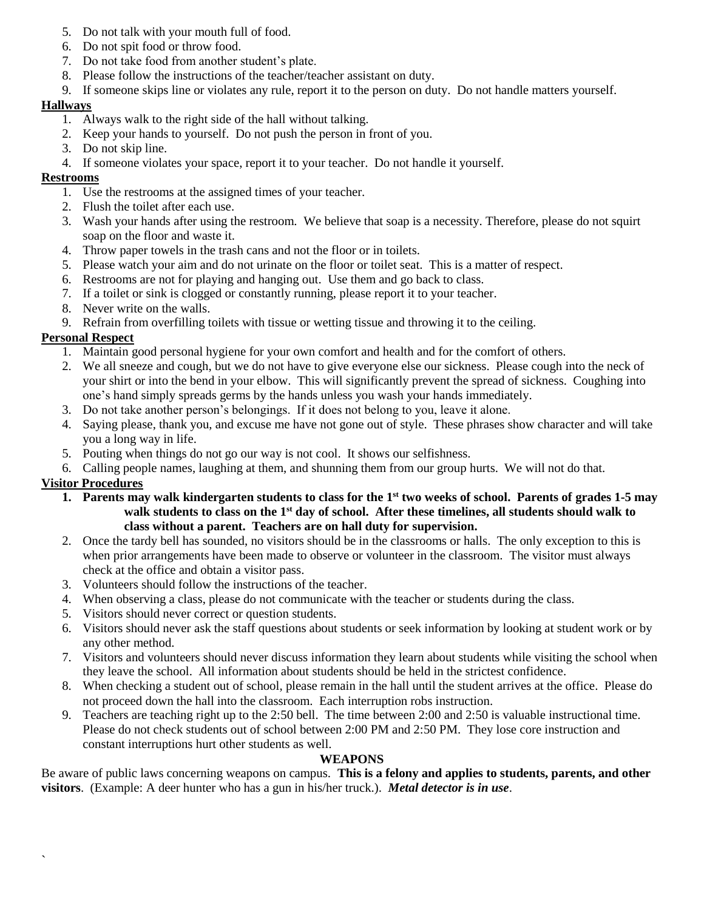5. Do not talk with your mouth full of food.
6. Do not spit food or throw food.
7. Do not take food from another student's plate.
8. Please follow the instructions of the teacher/teacher assistant on duty.
9. If someone skips line or violates any rule, report it to the person on duty. Do not handle matters yourself.

**Hallways**

1. Always walk to the right side of the hall without talking.
2. Keep your hands to yourself. Do not push the person in front of you.
3. Do not skip line.
4. If someone violates your space, report it to your teacher. Do not handle it yourself.

**Restrooms**

1. Use the restrooms at the assigned times of your teacher.
2. Flush the toilet after each use.
3. Wash your hands after using the restroom. We believe that soap is a necessity. Therefore, please do not squirt soap on the floor and waste it.
4. Throw paper towels in the trash cans and not the floor or in toilets.
5. Please watch your aim and do not urinate on the floor or toilet seat. This is a matter of respect.
6. Restrooms are not for playing and hanging out. Use them and go back to class.
7. If a toilet or sink is clogged or constantly running, please report it to your teacher.
8. Never write on the walls.
9. Refrain from overfilling toilets with tissue or wetting tissue and throwing it to the ceiling.

**Personal Respect**

1. Maintain good personal hygiene for your own comfort and health and for the comfort of others.
2. We all sneeze and cough, but we do not have to give everyone else our sickness. Please cough into the neck of your shirt or into the bend in your elbow. This will significantly prevent the spread of sickness. Coughing into one's hand simply spreads germs by the hands unless you wash your hands immediately.
3. Do not take another person's belongings. If it does not belong to you, leave it alone.
4. Saying please, thank you, and excuse me have not gone out of style. These phrases show character and will take you a long way in life.
5. Pouting when things do not go our way is not cool. It shows our selfishness.
6. Calling people names, laughing at them, and shunning them from our group hurts. We will not do that.

**Visitor Procedures**

1. **Parents may walk kindergarten students to class for the 1st two weeks of school. Parents of grades 1-5 may walk students to class on the 1st day of school. After these timelines, all students should walk to class without a parent. Teachers are on hall duty for supervision.**
2. Once the tardy bell has sounded, no visitors should be in the classrooms or halls. The only exception to this is when prior arrangements have been made to observe or volunteer in the classroom. The visitor must always check at the office and obtain a visitor pass.
3. Volunteers should follow the instructions of the teacher.
4. When observing a class, please do not communicate with the teacher or students during the class.
5. Visitors should never correct or question students.
6. Visitors should never ask the staff questions about students or seek information by looking at student work or by any other method.
7. Visitors and volunteers should never discuss information they learn about students while visiting the school when they leave the school. All information about students should be held in the strictest confidence.
8. When checking a student out of school, please remain in the hall until the student arrives at the office. Please do not proceed down the hall into the classroom. Each interruption robs instruction.
9. Teachers are teaching right up to the 2:50 bell. The time between 2:00 and 2:50 is valuable instructional time. Please do not check students out of school between 2:00 PM and 2:50 PM. They lose core instruction and constant interruptions hurt other students as well.

**WEAPONS**

Be aware of public laws concerning weapons on campus. **This is a felony and applies to students, parents, and other visitors**. (Example: A deer hunter who has a gun in his/her truck.). ***Metal detector is in use***.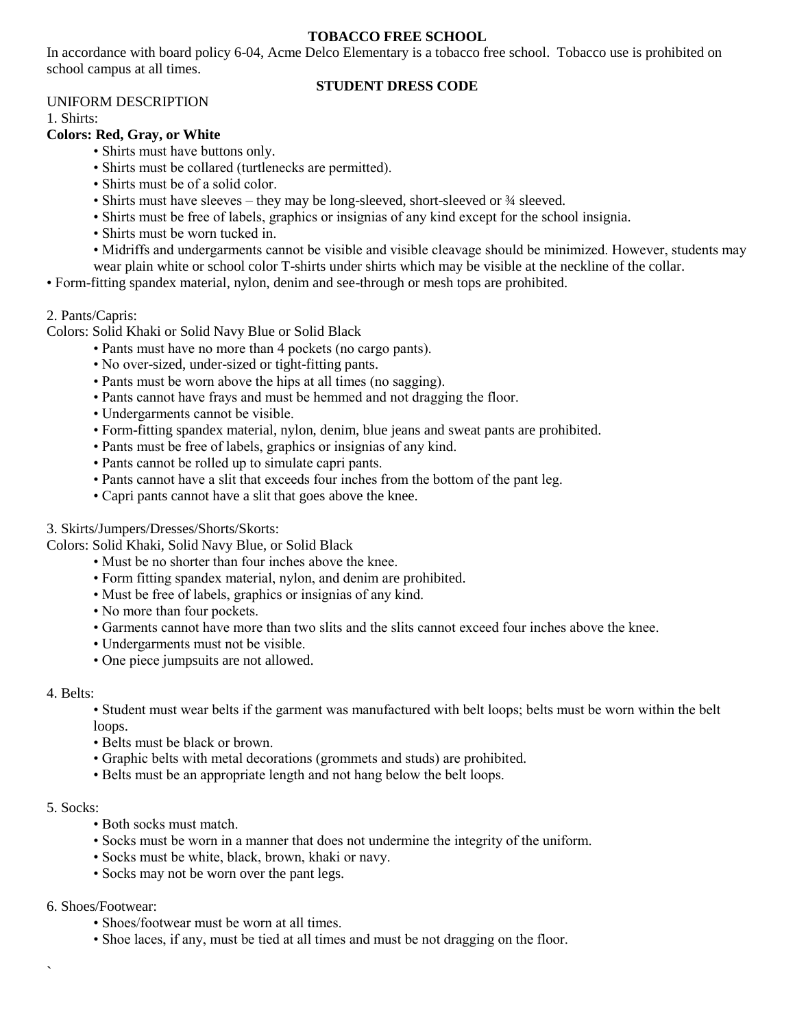## TOBACCO FREE SCHOOL

In accordance with board policy 6-04, Acme Delco Elementary is a tobacco free school. Tobacco use is prohibited on school campus at all times.

## STUDENT DRESS CODE

UNIFORM DESCRIPTION

1. Shirts:

**Colors: Red, Gray, or White**

- Shirts must have buttons only.
- Shirts must be collared (turtlenecks are permitted).
- Shirts must be of a solid color.
- Shirts must have sleeves – they may be long-sleeved, short-sleeved or ¾ sleeved.
- Shirts must be free of labels, graphics or insignias of any kind except for the school insignia.
- Shirts must be worn tucked in.
- Midriffs and undergarments cannot be visible and visible cleavage should be minimized. However, students may wear plain white or school color T-shirts under shirts which may be visible at the neckline of the collar.
- Form-fitting spandex material, nylon, denim and see-through or mesh tops are prohibited.

2. Pants/Capris:

Colors: Solid Khaki or Solid Navy Blue or Solid Black

- Pants must have no more than 4 pockets (no cargo pants).
- No over-sized, under-sized or tight-fitting pants.
- Pants must be worn above the hips at all times (no sagging).
- Pants cannot have frays and must be hemmed and not dragging the floor.
- Undergarments cannot be visible.
- Form-fitting spandex material, nylon, denim, blue jeans and sweat pants are prohibited.
- Pants must be free of labels, graphics or insignias of any kind.
- Pants cannot be rolled up to simulate capri pants.
- Pants cannot have a slit that exceeds four inches from the bottom of the pant leg.
- Capri pants cannot have a slit that goes above the knee.

3. Skirts/Jumpers/Dresses/Shorts/Skorts:

Colors: Solid Khaki, Solid Navy Blue, or Solid Black

- Must be no shorter than four inches above the knee.
- Form fitting spandex material, nylon, and denim are prohibited.
- Must be free of labels, graphics or insignias of any kind.
- No more than four pockets.
- Garments cannot have more than two slits and the slits cannot exceed four inches above the knee.
- Undergarments must not be visible.
- One piece jumpsuits are not allowed.

4. Belts:

- Student must wear belts if the garment was manufactured with belt loops; belts must be worn within the belt loops.
- Belts must be black or brown.
- Graphic belts with metal decorations (grommets and studs) are prohibited.
- Belts must be an appropriate length and not hang below the belt loops.

5. Socks:

- Both socks must match.
- Socks must be worn in a manner that does not undermine the integrity of the uniform.
- Socks must be white, black, brown, khaki or navy.
- Socks may not be worn over the pant legs.

6. Shoes/Footwear:

- Shoes/footwear must be worn at all times.
- Shoe laces, if any, must be tied at all times and must be not dragging on the floor.

`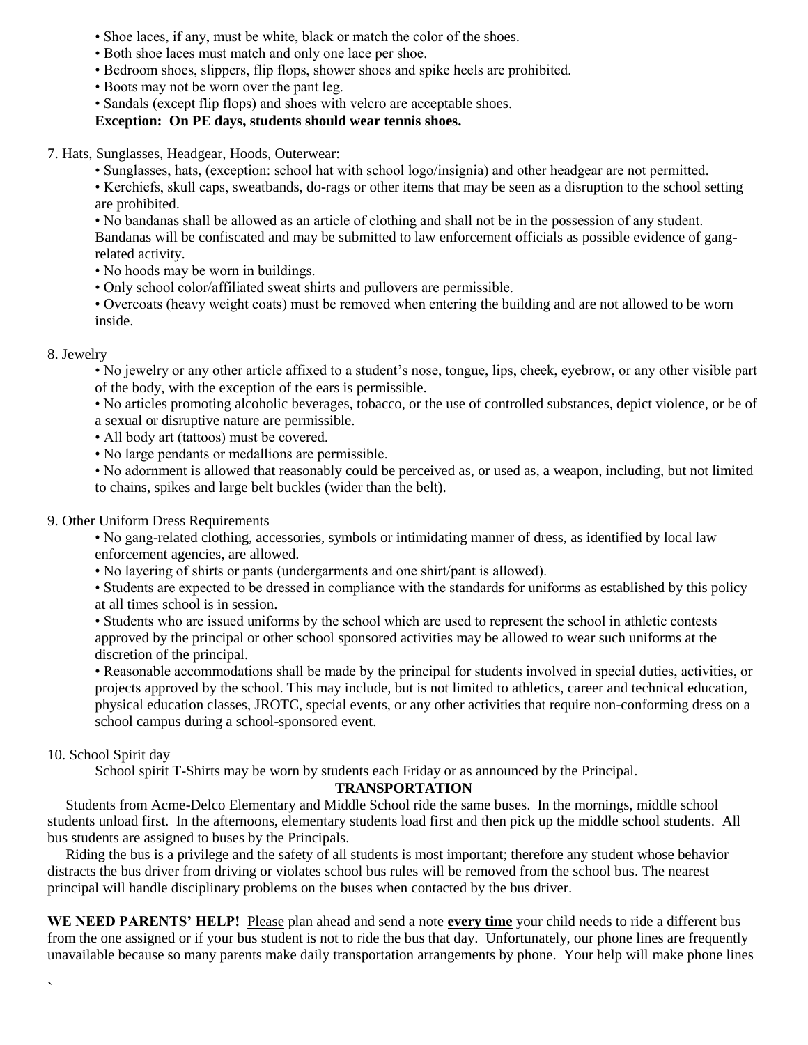- Shoe laces, if any, must be white, black or match the color of the shoes.
- Both shoe laces must match and only one lace per shoe.
- Bedroom shoes, slippers, flip flops, shower shoes and spike heels are prohibited.
- Boots may not be worn over the pant leg.
- Sandals (except flip flops) and shoes with velcro are acceptable shoes.

**Exception: On PE days, students should wear tennis shoes.**

7. Hats, Sunglasses, Headgear, Hoods, Outerwear:
   - Sunglasses, hats, (exception: school hat with school logo/insignia) and other headgear are not permitted.
   - Kerchiefs, skull caps, sweatbands, do-rags or other items that may be seen as a disruption to the school setting are prohibited.
   - No bandanas shall be allowed as an article of clothing and shall not be in the possession of any student. Bandanas will be confiscated and may be submitted to law enforcement officials as possible evidence of gang-related activity.
   - No hoods may be worn in buildings.
   - Only school color/affiliated sweat shirts and pullovers are permissible.
   - Overcoats (heavy weight coats) must be removed when entering the building and are not allowed to be worn inside.

8. Jewelry
   - No jewelry or any other article affixed to a student's nose, tongue, lips, cheek, eyebrow, or any other visible part of the body, with the exception of the ears is permissible.
   - No articles promoting alcoholic beverages, tobacco, or the use of controlled substances, depict violence, or be of a sexual or disruptive nature are permissible.
   - All body art (tattoos) must be covered.
   - No large pendants or medallions are permissible.
   - No adornment is allowed that reasonably could be perceived as, or used as, a weapon, including, but not limited to chains, spikes and large belt buckles (wider than the belt).

9. Other Uniform Dress Requirements
   - No gang-related clothing, accessories, symbols or intimidating manner of dress, as identified by local law enforcement agencies, are allowed.
   - No layering of shirts or pants (undergarments and one shirt/pant is allowed).
   - Students are expected to be dressed in compliance with the standards for uniforms as established by this policy at all times school is in session.
   - Students who are issued uniforms by the school which are used to represent the school in athletic contests approved by the principal or other school sponsored activities may be allowed to wear such uniforms at the discretion of the principal.
   - Reasonable accommodations shall be made by the principal for students involved in special duties, activities, or projects approved by the school. This may include, but is not limited to athletics, career and technical education, physical education classes, JROTC, special events, or any other activities that require non-conforming dress on a school campus during a school-sponsored event.

10. School Spirit day

    School spirit T-Shirts may be worn by students each Friday or as announced by the Principal.

## TRANSPORTATION

Students from Acme-Delco Elementary and Middle School ride the same buses. In the mornings, middle school students unload first. In the afternoons, elementary students load first and then pick up the middle school students. All bus students are assigned to buses by the Principals.

Riding the bus is a privilege and the safety of all students is most important; therefore any student whose behavior distracts the bus driver from driving or violates school bus rules will be removed from the school bus. The nearest principal will handle disciplinary problems on the buses when contacted by the bus driver.

**WE NEED PARENTS' HELP!** Please plan ahead and send a note **every time** your child needs to ride a different bus from the one assigned or if your bus student is not to ride the bus that day. Unfortunately, our phone lines are frequently unavailable because so many parents make daily transportation arrangements by phone. Your help will make phone lines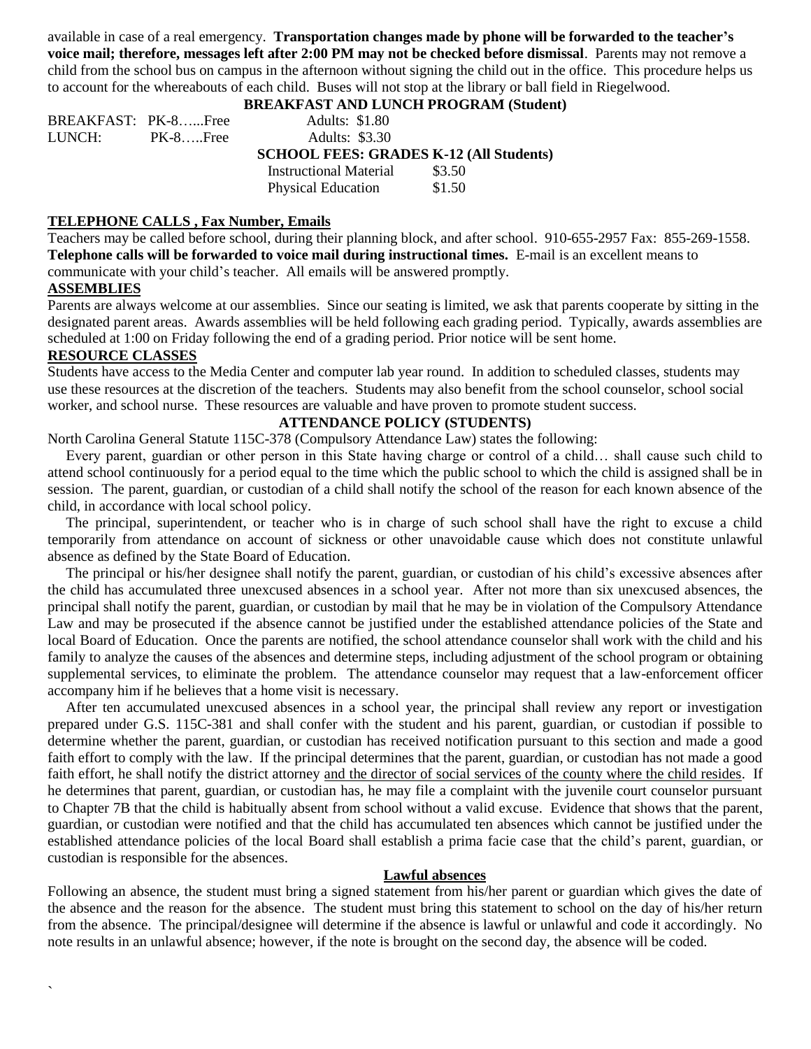available in case of a real emergency. **Transportation changes made by phone will be forwarded to the teacher's voice mail; therefore, messages left after 2:00 PM may not be checked before dismissal**. Parents may not remove a child from the school bus on campus in the afternoon without signing the child out in the office. This procedure helps us to account for the whereabouts of each child. Buses will not stop at the library or ball field in Riegelwood.

**BREAKFAST AND LUNCH PROGRAM (Student)**

| | | |
|---|---|---|
| BREAKFAST: | PK-8…...Free | Adults: $1.80 |
| LUNCH: | PK-8…..Free | Adults: $3.30 |

**SCHOOL FEES: GRADES K-12 (All Students)**

| | |
|---|---|
| Instructional Material | $3.50 |
| Physical Education | $1.50 |

## TELEPHONE CALLS , Fax Number, Emails

Teachers may be called before school, during their planning block, and after school. 910-655-2957 Fax: 855-269-1558. **Telephone calls will be forwarded to voice mail during instructional times.** E-mail is an excellent means to communicate with your child's teacher. All emails will be answered promptly.

## ASSEMBLIES

Parents are always welcome at our assemblies. Since our seating is limited, we ask that parents cooperate by sitting in the designated parent areas. Awards assemblies will be held following each grading period. Typically, awards assemblies are scheduled at 1:00 on Friday following the end of a grading period. Prior notice will be sent home.

## RESOURCE CLASSES

Students have access to the Media Center and computer lab year round. In addition to scheduled classes, students may use these resources at the discretion of the teachers. Students may also benefit from the school counselor, school social worker, and school nurse. These resources are valuable and have proven to promote student success.

## ATTENDANCE POLICY (STUDENTS)

North Carolina General Statute 115C-378 (Compulsory Attendance Law) states the following:

Every parent, guardian or other person in this State having charge or control of a child… shall cause such child to attend school continuously for a period equal to the time which the public school to which the child is assigned shall be in session. The parent, guardian, or custodian of a child shall notify the school of the reason for each known absence of the child, in accordance with local school policy.

The principal, superintendent, or teacher who is in charge of such school shall have the right to excuse a child temporarily from attendance on account of sickness or other unavoidable cause which does not constitute unlawful absence as defined by the State Board of Education.

The principal or his/her designee shall notify the parent, guardian, or custodian of his child's excessive absences after the child has accumulated three unexcused absences in a school year. After not more than six unexcused absences, the principal shall notify the parent, guardian, or custodian by mail that he may be in violation of the Compulsory Attendance Law and may be prosecuted if the absence cannot be justified under the established attendance policies of the State and local Board of Education. Once the parents are notified, the school attendance counselor shall work with the child and his family to analyze the causes of the absences and determine steps, including adjustment of the school program or obtaining supplemental services, to eliminate the problem. The attendance counselor may request that a law-enforcement officer accompany him if he believes that a home visit is necessary.

After ten accumulated unexcused absences in a school year, the principal shall review any report or investigation prepared under G.S. 115C-381 and shall confer with the student and his parent, guardian, or custodian if possible to determine whether the parent, guardian, or custodian has received notification pursuant to this section and made a good faith effort to comply with the law. If the principal determines that the parent, guardian, or custodian has not made a good faith effort, he shall notify the district attorney and the director of social services of the county where the child resides. If he determines that parent, guardian, or custodian has, he may file a complaint with the juvenile court counselor pursuant to Chapter 7B that the child is habitually absent from school without a valid excuse. Evidence that shows that the parent, guardian, or custodian were notified and that the child has accumulated ten absences which cannot be justified under the established attendance policies of the local Board shall establish a prima facie case that the child's parent, guardian, or custodian is responsible for the absences.

### Lawful absences

Following an absence, the student must bring a signed statement from his/her parent or guardian which gives the date of the absence and the reason for the absence. The student must bring this statement to school on the day of his/her return from the absence. The principal/designee will determine if the absence is lawful or unlawful and code it accordingly. No note results in an unlawful absence; however, if the note is brought on the second day, the absence will be coded.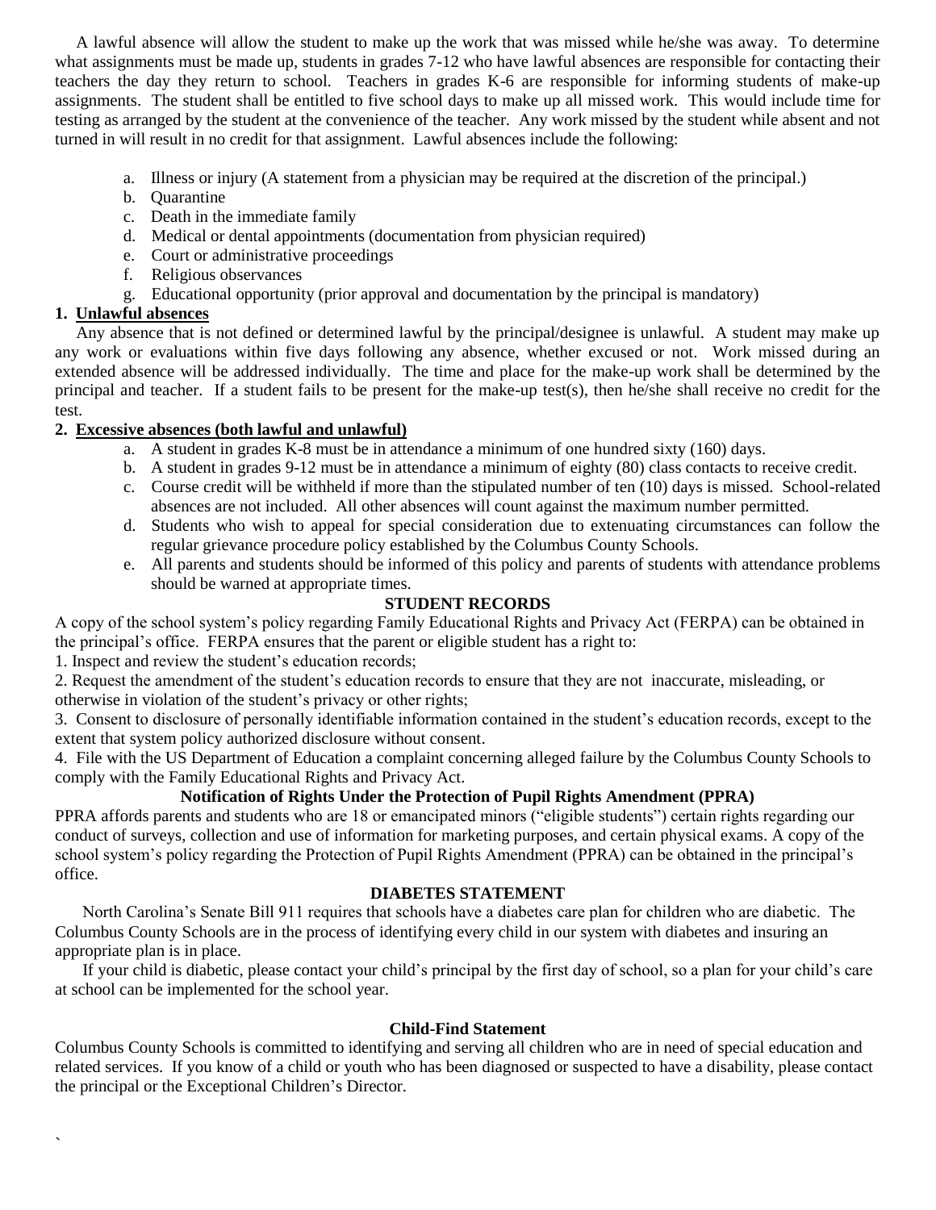A lawful absence will allow the student to make up the work that was missed while he/she was away. To determine what assignments must be made up, students in grades 7-12 who have lawful absences are responsible for contacting their teachers the day they return to school. Teachers in grades K-6 are responsible for informing students of make-up assignments. The student shall be entitled to five school days to make up all missed work. This would include time for testing as arranged by the student at the convenience of the teacher. Any work missed by the student while absent and not turned in will result in no credit for that assignment. Lawful absences include the following:

a. Illness or injury (A statement from a physician may be required at the discretion of the principal.)
b. Quarantine
c. Death in the immediate family
d. Medical or dental appointments (documentation from physician required)
e. Court or administrative proceedings
f. Religious observances
g. Educational opportunity (prior approval and documentation by the principal is mandatory)

**1. Unlawful absences**

Any absence that is not defined or determined lawful by the principal/designee is unlawful. A student may make up any work or evaluations within five days following any absence, whether excused or not. Work missed during an extended absence will be addressed individually. The time and place for the make-up work shall be determined by the principal and teacher. If a student fails to be present for the make-up test(s), then he/she shall receive no credit for the test.

**2. Excessive absences (both lawful and unlawful)**

a. A student in grades K-8 must be in attendance a minimum of one hundred sixty (160) days.
b. A student in grades 9-12 must be in attendance a minimum of eighty (80) class contacts to receive credit.
c. Course credit will be withheld if more than the stipulated number of ten (10) days is missed. School-related absences are not included. All other absences will count against the maximum number permitted.
d. Students who wish to appeal for special consideration due to extenuating circumstances can follow the regular grievance procedure policy established by the Columbus County Schools.
e. All parents and students should be informed of this policy and parents of students with attendance problems should be warned at appropriate times.

## STUDENT RECORDS

A copy of the school system's policy regarding Family Educational Rights and Privacy Act (FERPA) can be obtained in the principal's office. FERPA ensures that the parent or eligible student has a right to:

1. Inspect and review the student's education records;
2. Request the amendment of the student's education records to ensure that they are not inaccurate, misleading, or otherwise in violation of the student's privacy or other rights;
3. Consent to disclosure of personally identifiable information contained in the student's education records, except to the extent that system policy authorized disclosure without consent.
4. File with the US Department of Education a complaint concerning alleged failure by the Columbus County Schools to comply with the Family Educational Rights and Privacy Act.

## Notification of Rights Under the Protection of Pupil Rights Amendment (PPRA)

PPRA affords parents and students who are 18 or emancipated minors ("eligible students") certain rights regarding our conduct of surveys, collection and use of information for marketing purposes, and certain physical exams. A copy of the school system's policy regarding the Protection of Pupil Rights Amendment (PPRA) can be obtained in the principal's office.

## DIABETES STATEMENT

North Carolina's Senate Bill 911 requires that schools have a diabetes care plan for children who are diabetic. The Columbus County Schools are in the process of identifying every child in our system with diabetes and insuring an appropriate plan is in place.

If your child is diabetic, please contact your child's principal by the first day of school, so a plan for your child's care at school can be implemented for the school year.

## Child-Find Statement

Columbus County Schools is committed to identifying and serving all children who are in need of special education and related services. If you know of a child or youth who has been diagnosed or suspected to have a disability, please contact the principal or the Exceptional Children's Director.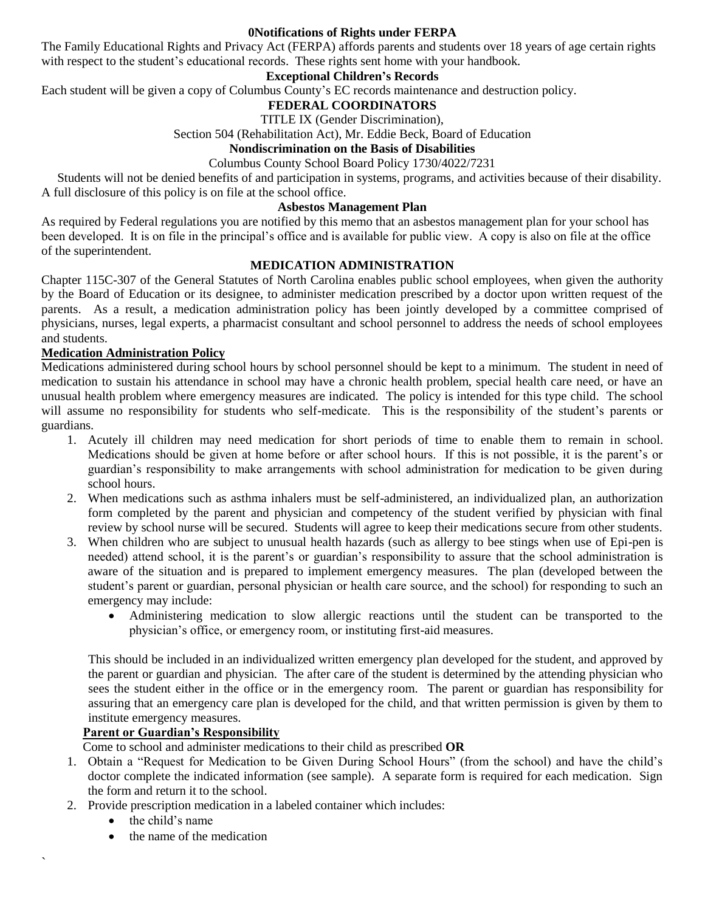## 0Notifications of Rights under FERPA

The Family Educational Rights and Privacy Act (FERPA) affords parents and students over 18 years of age certain rights with respect to the student's educational records. These rights sent home with your handbook.

## Exceptional Children's Records

Each student will be given a copy of Columbus County's EC records maintenance and destruction policy.

## FEDERAL COORDINATORS

TITLE IX (Gender Discrimination),

Section 504 (Rehabilitation Act), Mr. Eddie Beck, Board of Education

## Nondiscrimination on the Basis of Disabilities

Columbus County School Board Policy 1730/4022/7231

Students will not be denied benefits of and participation in systems, programs, and activities because of their disability. A full disclosure of this policy is on file at the school office.

## Asbestos Management Plan

As required by Federal regulations you are notified by this memo that an asbestos management plan for your school has been developed. It is on file in the principal's office and is available for public view. A copy is also on file at the office of the superintendent.

## MEDICATION ADMINISTRATION

Chapter 115C-307 of the General Statutes of North Carolina enables public school employees, when given the authority by the Board of Education or its designee, to administer medication prescribed by a doctor upon written request of the parents. As a result, a medication administration policy has been jointly developed by a committee comprised of physicians, nurses, legal experts, a pharmacist consultant and school personnel to address the needs of school employees and students.

### Medication Administration Policy

Medications administered during school hours by school personnel should be kept to a minimum. The student in need of medication to sustain his attendance in school may have a chronic health problem, special health care need, or have an unusual health problem where emergency measures are indicated. The policy is intended for this type child. The school will assume no responsibility for students who self-medicate. This is the responsibility of the student's parents or guardians.

1. Acutely ill children may need medication for short periods of time to enable them to remain in school. Medications should be given at home before or after school hours. If this is not possible, it is the parent's or guardian's responsibility to make arrangements with school administration for medication to be given during school hours.
2. When medications such as asthma inhalers must be self-administered, an individualized plan, an authorization form completed by the parent and physician and competency of the student verified by physician with final review by school nurse will be secured. Students will agree to keep their medications secure from other students.
3. When children who are subject to unusual health hazards (such as allergy to bee stings when use of Epi-pen is needed) attend school, it is the parent's or guardian's responsibility to assure that the school administration is aware of the situation and is prepared to implement emergency measures. The plan (developed between the student's parent or guardian, personal physician or health care source, and the school) for responding to such an emergency may include:
    - Administering medication to slow allergic reactions until the student can be transported to the physician's office, or emergency room, or instituting first-aid measures.

    This should be included in an individualized written emergency plan developed for the student, and approved by the parent or guardian and physician. The after care of the student is determined by the attending physician who sees the student either in the office or in the emergency room. The parent or guardian has responsibility for assuring that an emergency care plan is developed for the child, and that written permission is given by them to institute emergency measures.

### Parent or Guardian's Responsibility

Come to school and administer medications to their child as prescribed **OR**

1. Obtain a "Request for Medication to be Given During School Hours" (from the school) and have the child's doctor complete the indicated information (see sample). A separate form is required for each medication. Sign the form and return it to the school.
2. Provide prescription medication in a labeled container which includes:
    - the child's name
    - the name of the medication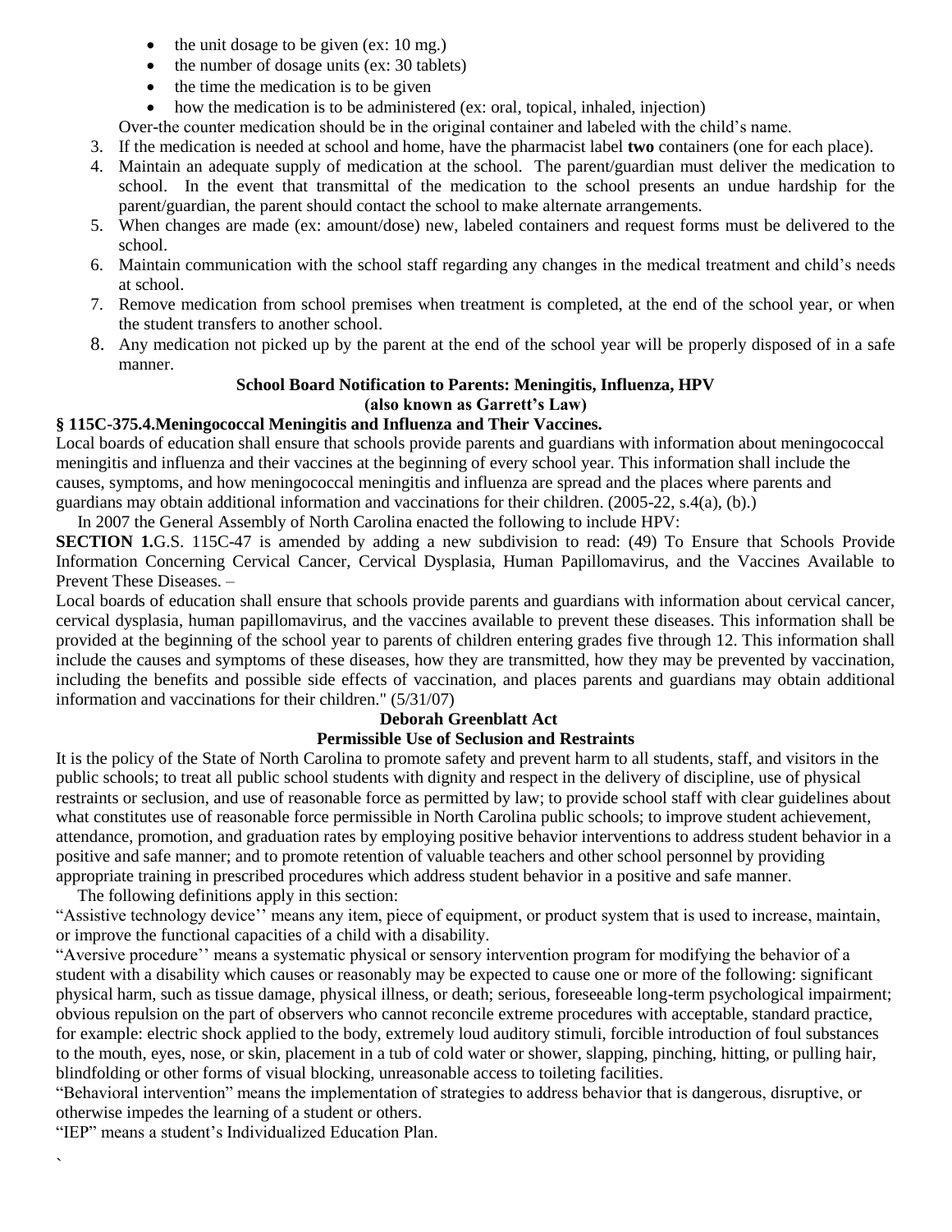- the unit dosage to be given (ex: 10 mg.)
- the number of dosage units (ex: 30 tablets)
- the time the medication is to be given
- how the medication is to be administered (ex: oral, topical, inhaled, injection)

Over-the counter medication should be in the original container and labeled with the child's name.

3. If the medication is needed at school and home, have the pharmacist label **two** containers (one for each place).
4. Maintain an adequate supply of medication at the school. The parent/guardian must deliver the medication to school. In the event that transmittal of the medication to the school presents an undue hardship for the parent/guardian, the parent should contact the school to make alternate arrangements.
5. When changes are made (ex: amount/dose) new, labeled containers and request forms must be delivered to the school.
6. Maintain communication with the school staff regarding any changes in the medical treatment and child's needs at school.
7. Remove medication from school premises when treatment is completed, at the end of the school year, or when the student transfers to another school.
8. Any medication not picked up by the parent at the end of the school year will be properly disposed of in a safe manner.

**School Board Notification to Parents: Meningitis, Influenza, HPV**
**(also known as Garrett's Law)**

**§ 115C-375.4.Meningococcal Meningitis and Influenza and Their Vaccines.**

Local boards of education shall ensure that schools provide parents and guardians with information about meningococcal meningitis and influenza and their vaccines at the beginning of every school year. This information shall include the causes, symptoms, and how meningococcal meningitis and influenza are spread and the places where parents and guardians may obtain additional information and vaccinations for their children. (2005-22, s.4(a), (b).)

In 2007 the General Assembly of North Carolina enacted the following to include HPV:

**SECTION 1.**G.S. 115C-47 is amended by adding a new subdivision to read: (49) To Ensure that Schools Provide Information Concerning Cervical Cancer, Cervical Dysplasia, Human Papillomavirus, and the Vaccines Available to Prevent These Diseases. –

Local boards of education shall ensure that schools provide parents and guardians with information about cervical cancer, cervical dysplasia, human papillomavirus, and the vaccines available to prevent these diseases. This information shall be provided at the beginning of the school year to parents of children entering grades five through 12. This information shall include the causes and symptoms of these diseases, how they are transmitted, how they may be prevented by vaccination, including the benefits and possible side effects of vaccination, and places parents and guardians may obtain additional information and vaccinations for their children." (5/31/07)

**Deborah Greenblatt Act**
**Permissible Use of Seclusion and Restraints**

It is the policy of the State of North Carolina to promote safety and prevent harm to all students, staff, and visitors in the public schools; to treat all public school students with dignity and respect in the delivery of discipline, use of physical restraints or seclusion, and use of reasonable force as permitted by law; to provide school staff with clear guidelines about what constitutes use of reasonable force permissible in North Carolina public schools; to improve student achievement, attendance, promotion, and graduation rates by employing positive behavior interventions to address student behavior in a positive and safe manner; and to promote retention of valuable teachers and other school personnel by providing appropriate training in prescribed procedures which address student behavior in a positive and safe manner.

The following definitions apply in this section:

"Assistive technology device'' means any item, piece of equipment, or product system that is used to increase, maintain, or improve the functional capacities of a child with a disability.

"Aversive procedure'' means a systematic physical or sensory intervention program for modifying the behavior of a student with a disability which causes or reasonably may be expected to cause one or more of the following: significant physical harm, such as tissue damage, physical illness, or death; serious, foreseeable long-term psychological impairment; obvious repulsion on the part of observers who cannot reconcile extreme procedures with acceptable, standard practice, for example: electric shock applied to the body, extremely loud auditory stimuli, forcible introduction of foul substances to the mouth, eyes, nose, or skin, placement in a tub of cold water or shower, slapping, pinching, hitting, or pulling hair, blindfolding or other forms of visual blocking, unreasonable access to toileting facilities.

"Behavioral intervention" means the implementation of strategies to address behavior that is dangerous, disruptive, or otherwise impedes the learning of a student or others.

"IEP" means a student's Individualized Education Plan.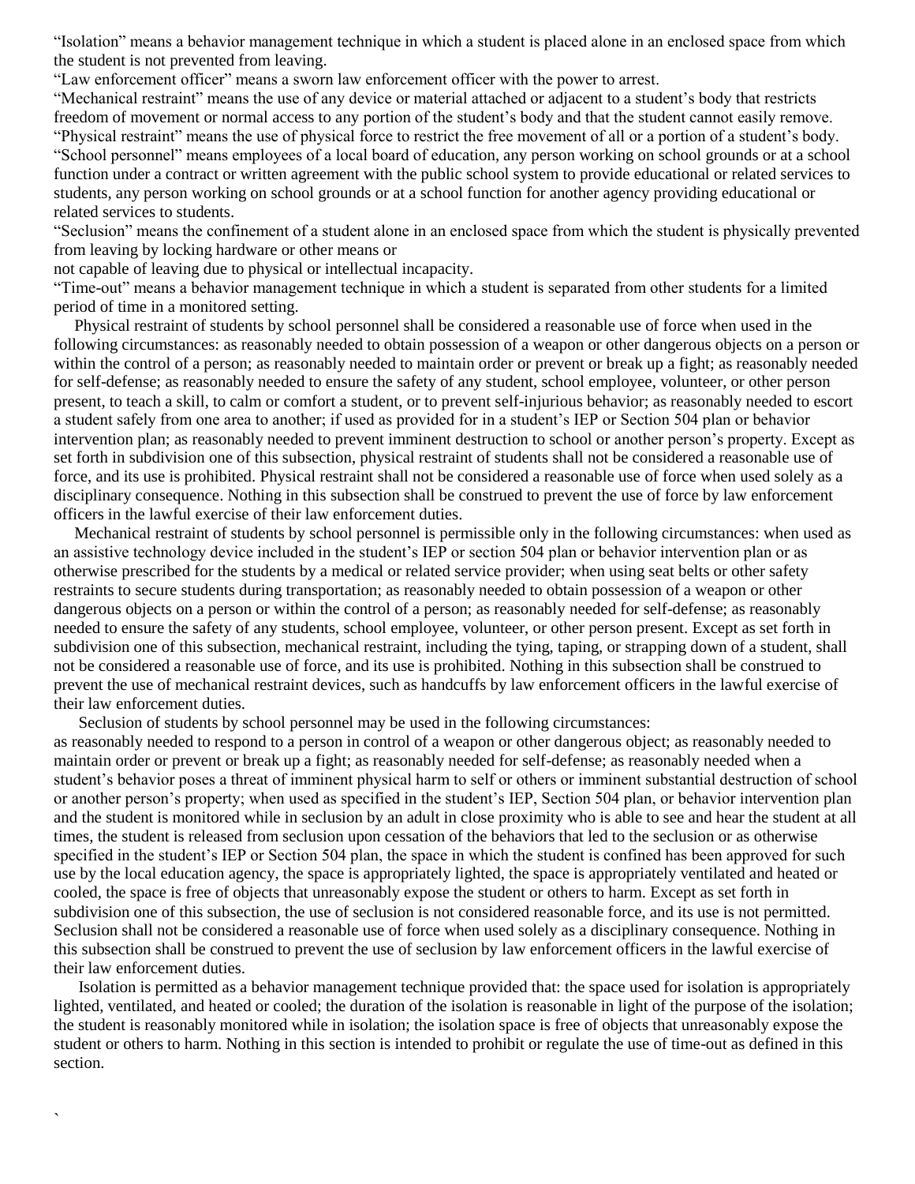"Isolation" means a behavior management technique in which a student is placed alone in an enclosed space from which the student is not prevented from leaving.

"Law enforcement officer" means a sworn law enforcement officer with the power to arrest.

"Mechanical restraint" means the use of any device or material attached or adjacent to a student's body that restricts freedom of movement or normal access to any portion of the student's body and that the student cannot easily remove.

"Physical restraint" means the use of physical force to restrict the free movement of all or a portion of a student's body.

"School personnel" means employees of a local board of education, any person working on school grounds or at a school function under a contract or written agreement with the public school system to provide educational or related services to students, any person working on school grounds or at a school function for another agency providing educational or related services to students.

"Seclusion" means the confinement of a student alone in an enclosed space from which the student is physically prevented from leaving by locking hardware or other means or not capable of leaving due to physical or intellectual incapacity.

"Time-out" means a behavior management technique in which a student is separated from other students for a limited period of time in a monitored setting.

Physical restraint of students by school personnel shall be considered a reasonable use of force when used in the following circumstances: as reasonably needed to obtain possession of a weapon or other dangerous objects on a person or within the control of a person; as reasonably needed to maintain order or prevent or break up a fight; as reasonably needed for self-defense; as reasonably needed to ensure the safety of any student, school employee, volunteer, or other person present, to teach a skill, to calm or comfort a student, or to prevent self-injurious behavior; as reasonably needed to escort a student safely from one area to another; if used as provided for in a student's IEP or Section 504 plan or behavior intervention plan; as reasonably needed to prevent imminent destruction to school or another person's property. Except as set forth in subdivision one of this subsection, physical restraint of students shall not be considered a reasonable use of force, and its use is prohibited. Physical restraint shall not be considered a reasonable use of force when used solely as a disciplinary consequence. Nothing in this subsection shall be construed to prevent the use of force by law enforcement officers in the lawful exercise of their law enforcement duties.

Mechanical restraint of students by school personnel is permissible only in the following circumstances: when used as an assistive technology device included in the student's IEP or section 504 plan or behavior intervention plan or as otherwise prescribed for the students by a medical or related service provider; when using seat belts or other safety restraints to secure students during transportation; as reasonably needed to obtain possession of a weapon or other dangerous objects on a person or within the control of a person; as reasonably needed for self-defense; as reasonably needed to ensure the safety of any students, school employee, volunteer, or other person present. Except as set forth in subdivision one of this subsection, mechanical restraint, including the tying, taping, or strapping down of a student, shall not be considered a reasonable use of force, and its use is prohibited. Nothing in this subsection shall be construed to prevent the use of mechanical restraint devices, such as handcuffs by law enforcement officers in the lawful exercise of their law enforcement duties.

Seclusion of students by school personnel may be used in the following circumstances: as reasonably needed to respond to a person in control of a weapon or other dangerous object; as reasonably needed to maintain order or prevent or break up a fight; as reasonably needed for self-defense; as reasonably needed when a student's behavior poses a threat of imminent physical harm to self or others or imminent substantial destruction of school or another person's property; when used as specified in the student's IEP, Section 504 plan, or behavior intervention plan and the student is monitored while in seclusion by an adult in close proximity who is able to see and hear the student at all times, the student is released from seclusion upon cessation of the behaviors that led to the seclusion or as otherwise specified in the student's IEP or Section 504 plan, the space in which the student is confined has been approved for such use by the local education agency, the space is appropriately lighted, the space is appropriately ventilated and heated or cooled, the space is free of objects that unreasonably expose the student or others to harm. Except as set forth in subdivision one of this subsection, the use of seclusion is not considered reasonable force, and its use is not permitted. Seclusion shall not be considered a reasonable use of force when used solely as a disciplinary consequence. Nothing in this subsection shall be construed to prevent the use of seclusion by law enforcement officers in the lawful exercise of their law enforcement duties.

Isolation is permitted as a behavior management technique provided that: the space used for isolation is appropriately lighted, ventilated, and heated or cooled; the duration of the isolation is reasonable in light of the purpose of the isolation; the student is reasonably monitored while in isolation; the isolation space is free of objects that unreasonably expose the student or others to harm. Nothing in this section is intended to prohibit or regulate the use of time-out as defined in this section.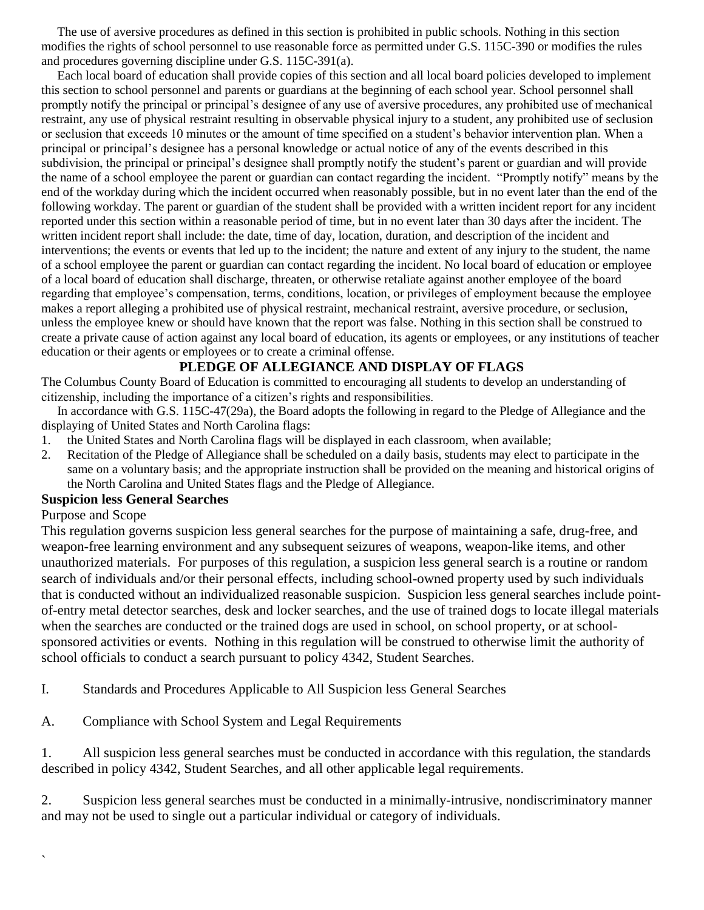The use of aversive procedures as defined in this section is prohibited in public schools. Nothing in this section modifies the rights of school personnel to use reasonable force as permitted under G.S. 115C-390 or modifies the rules and procedures governing discipline under G.S. 115C-391(a).

Each local board of education shall provide copies of this section and all local board policies developed to implement this section to school personnel and parents or guardians at the beginning of each school year. School personnel shall promptly notify the principal or principal's designee of any use of aversive procedures, any prohibited use of mechanical restraint, any use of physical restraint resulting in observable physical injury to a student, any prohibited use of seclusion or seclusion that exceeds 10 minutes or the amount of time specified on a student's behavior intervention plan. When a principal or principal's designee has a personal knowledge or actual notice of any of the events described in this subdivision, the principal or principal's designee shall promptly notify the student's parent or guardian and will provide the name of a school employee the parent or guardian can contact regarding the incident. "Promptly notify" means by the end of the workday during which the incident occurred when reasonably possible, but in no event later than the end of the following workday. The parent or guardian of the student shall be provided with a written incident report for any incident reported under this section within a reasonable period of time, but in no event later than 30 days after the incident. The written incident report shall include: the date, time of day, location, duration, and description of the incident and interventions; the events or events that led up to the incident; the nature and extent of any injury to the student, the name of a school employee the parent or guardian can contact regarding the incident. No local board of education or employee of a local board of education shall discharge, threaten, or otherwise retaliate against another employee of the board regarding that employee's compensation, terms, conditions, location, or privileges of employment because the employee makes a report alleging a prohibited use of physical restraint, mechanical restraint, aversive procedure, or seclusion, unless the employee knew or should have known that the report was false. Nothing in this section shall be construed to create a private cause of action against any local board of education, its agents or employees, or any institutions of teacher education or their agents or employees or to create a criminal offense.

## PLEDGE OF ALLEGIANCE AND DISPLAY OF FLAGS

The Columbus County Board of Education is committed to encouraging all students to develop an understanding of citizenship, including the importance of a citizen's rights and responsibilities.

In accordance with G.S. 115C-47(29a), the Board adopts the following in regard to the Pledge of Allegiance and the displaying of United States and North Carolina flags:

1. the United States and North Carolina flags will be displayed in each classroom, when available;
2. Recitation of the Pledge of Allegiance shall be scheduled on a daily basis, students may elect to participate in the same on a voluntary basis; and the appropriate instruction shall be provided on the meaning and historical origins of the North Carolina and United States flags and the Pledge of Allegiance.

## Suspicion less General Searches

Purpose and Scope

This regulation governs suspicion less general searches for the purpose of maintaining a safe, drug-free, and weapon-free learning environment and any subsequent seizures of weapons, weapon-like items, and other unauthorized materials. For purposes of this regulation, a suspicion less general search is a routine or random search of individuals and/or their personal effects, including school-owned property used by such individuals that is conducted without an individualized reasonable suspicion. Suspicion less general searches include point-of-entry metal detector searches, desk and locker searches, and the use of trained dogs to locate illegal materials when the searches are conducted or the trained dogs are used in school, on school property, or at school-sponsored activities or events. Nothing in this regulation will be construed to otherwise limit the authority of school officials to conduct a search pursuant to policy 4342, Student Searches.

I. Standards and Procedures Applicable to All Suspicion less General Searches

A. Compliance with School System and Legal Requirements

1. All suspicion less general searches must be conducted in accordance with this regulation, the standards described in policy 4342, Student Searches, and all other applicable legal requirements.

2. Suspicion less general searches must be conducted in a minimally-intrusive, nondiscriminatory manner and may not be used to single out a particular individual or category of individuals.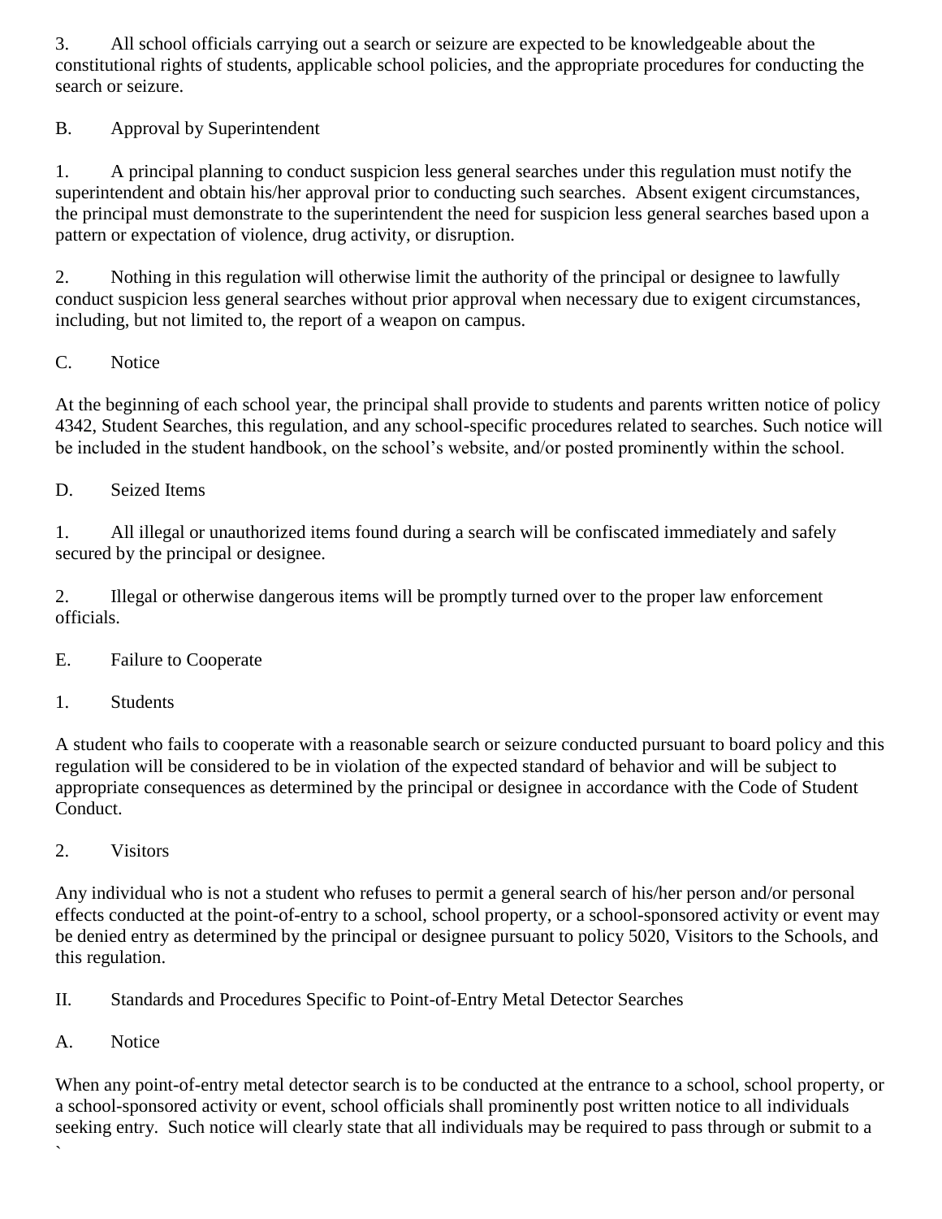3. All school officials carrying out a search or seizure are expected to be knowledgeable about the constitutional rights of students, applicable school policies, and the appropriate procedures for conducting the search or seizure.

B. Approval by Superintendent

1. A principal planning to conduct suspicion less general searches under this regulation must notify the superintendent and obtain his/her approval prior to conducting such searches. Absent exigent circumstances, the principal must demonstrate to the superintendent the need for suspicion less general searches based upon a pattern or expectation of violence, drug activity, or disruption.

2. Nothing in this regulation will otherwise limit the authority of the principal or designee to lawfully conduct suspicion less general searches without prior approval when necessary due to exigent circumstances, including, but not limited to, the report of a weapon on campus.

C. Notice

At the beginning of each school year, the principal shall provide to students and parents written notice of policy 4342, Student Searches, this regulation, and any school-specific procedures related to searches. Such notice will be included in the student handbook, on the school's website, and/or posted prominently within the school.

D. Seized Items

1. All illegal or unauthorized items found during a search will be confiscated immediately and safely secured by the principal or designee.

2. Illegal or otherwise dangerous items will be promptly turned over to the proper law enforcement officials.

E. Failure to Cooperate

1. Students

A student who fails to cooperate with a reasonable search or seizure conducted pursuant to board policy and this regulation will be considered to be in violation of the expected standard of behavior and will be subject to appropriate consequences as determined by the principal or designee in accordance with the Code of Student Conduct.

2. Visitors

Any individual who is not a student who refuses to permit a general search of his/her person and/or personal effects conducted at the point-of-entry to a school, school property, or a school-sponsored activity or event may be denied entry as determined by the principal or designee pursuant to policy 5020, Visitors to the Schools, and this regulation.

II. Standards and Procedures Specific to Point-of-Entry Metal Detector Searches

A. Notice

When any point-of-entry metal detector search is to be conducted at the entrance to a school, school property, or a school-sponsored activity or event, school officials shall prominently post written notice to all individuals seeking entry. Such notice will clearly state that all individuals may be required to pass through or submit to a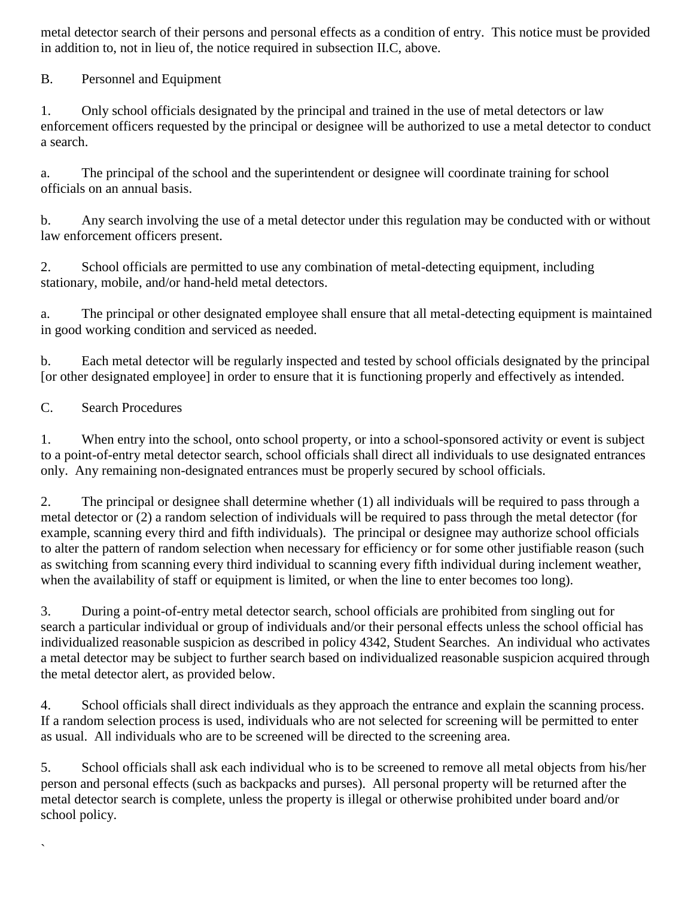metal detector search of their persons and personal effects as a condition of entry. This notice must be provided in addition to, not in lieu of, the notice required in subsection II.C, above.

B. Personnel and Equipment

1. Only school officials designated by the principal and trained in the use of metal detectors or law enforcement officers requested by the principal or designee will be authorized to use a metal detector to conduct a search.

a. The principal of the school and the superintendent or designee will coordinate training for school officials on an annual basis.

b. Any search involving the use of a metal detector under this regulation may be conducted with or without law enforcement officers present.

2. School officials are permitted to use any combination of metal-detecting equipment, including stationary, mobile, and/or hand-held metal detectors.

a. The principal or other designated employee shall ensure that all metal-detecting equipment is maintained in good working condition and serviced as needed.

b. Each metal detector will be regularly inspected and tested by school officials designated by the principal [or other designated employee] in order to ensure that it is functioning properly and effectively as intended.

C. Search Procedures

1. When entry into the school, onto school property, or into a school-sponsored activity or event is subject to a point-of-entry metal detector search, school officials shall direct all individuals to use designated entrances only. Any remaining non-designated entrances must be properly secured by school officials.

2. The principal or designee shall determine whether (1) all individuals will be required to pass through a metal detector or (2) a random selection of individuals will be required to pass through the metal detector (for example, scanning every third and fifth individuals). The principal or designee may authorize school officials to alter the pattern of random selection when necessary for efficiency or for some other justifiable reason (such as switching from scanning every third individual to scanning every fifth individual during inclement weather, when the availability of staff or equipment is limited, or when the line to enter becomes too long).

3. During a point-of-entry metal detector search, school officials are prohibited from singling out for search a particular individual or group of individuals and/or their personal effects unless the school official has individualized reasonable suspicion as described in policy 4342, Student Searches. An individual who activates a metal detector may be subject to further search based on individualized reasonable suspicion acquired through the metal detector alert, as provided below.

4. School officials shall direct individuals as they approach the entrance and explain the scanning process. If a random selection process is used, individuals who are not selected for screening will be permitted to enter as usual. All individuals who are to be screened will be directed to the screening area.

5. School officials shall ask each individual who is to be screened to remove all metal objects from his/her person and personal effects (such as backpacks and purses). All personal property will be returned after the metal detector search is complete, unless the property is illegal or otherwise prohibited under board and/or school policy.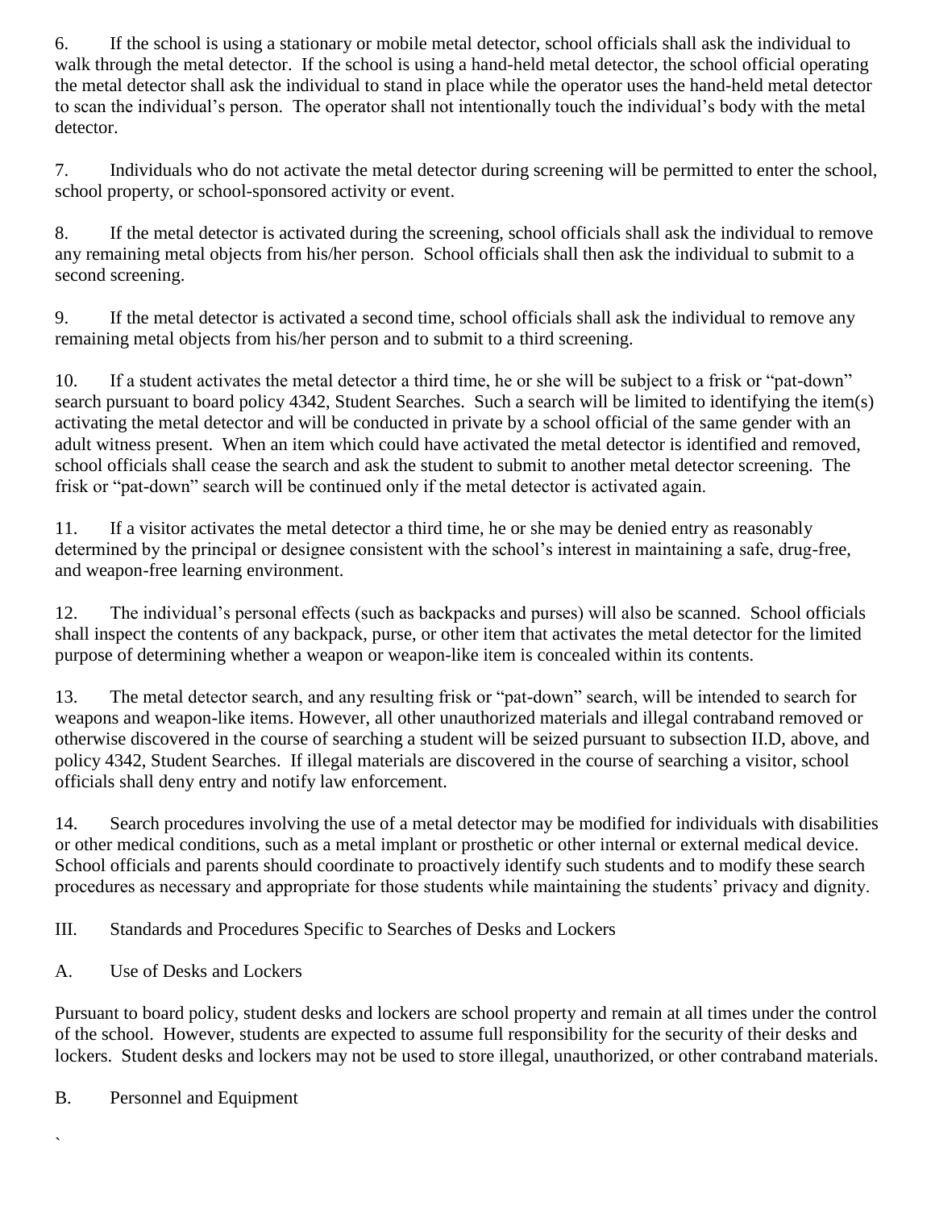6. If the school is using a stationary or mobile metal detector, school officials shall ask the individual to walk through the metal detector. If the school is using a hand-held metal detector, the school official operating the metal detector shall ask the individual to stand in place while the operator uses the hand-held metal detector to scan the individual's person. The operator shall not intentionally touch the individual's body with the metal detector.

7. Individuals who do not activate the metal detector during screening will be permitted to enter the school, school property, or school-sponsored activity or event.

8. If the metal detector is activated during the screening, school officials shall ask the individual to remove any remaining metal objects from his/her person. School officials shall then ask the individual to submit to a second screening.

9. If the metal detector is activated a second time, school officials shall ask the individual to remove any remaining metal objects from his/her person and to submit to a third screening.

10. If a student activates the metal detector a third time, he or she will be subject to a frisk or "pat-down" search pursuant to board policy 4342, Student Searches. Such a search will be limited to identifying the item(s) activating the metal detector and will be conducted in private by a school official of the same gender with an adult witness present. When an item which could have activated the metal detector is identified and removed, school officials shall cease the search and ask the student to submit to another metal detector screening. The frisk or "pat-down" search will be continued only if the metal detector is activated again.

11. If a visitor activates the metal detector a third time, he or she may be denied entry as reasonably determined by the principal or designee consistent with the school's interest in maintaining a safe, drug-free, and weapon-free learning environment.

12. The individual's personal effects (such as backpacks and purses) will also be scanned. School officials shall inspect the contents of any backpack, purse, or other item that activates the metal detector for the limited purpose of determining whether a weapon or weapon-like item is concealed within its contents.

13. The metal detector search, and any resulting frisk or "pat-down" search, will be intended to search for weapons and weapon-like items. However, all other unauthorized materials and illegal contraband removed or otherwise discovered in the course of searching a student will be seized pursuant to subsection II.D, above, and policy 4342, Student Searches. If illegal materials are discovered in the course of searching a visitor, school officials shall deny entry and notify law enforcement.

14. Search procedures involving the use of a metal detector may be modified for individuals with disabilities or other medical conditions, such as a metal implant or prosthetic or other internal or external medical device. School officials and parents should coordinate to proactively identify such students and to modify these search procedures as necessary and appropriate for those students while maintaining the students' privacy and dignity.

## III. Standards and Procedures Specific to Searches of Desks and Lockers

### A. Use of Desks and Lockers

Pursuant to board policy, student desks and lockers are school property and remain at all times under the control of the school. However, students are expected to assume full responsibility for the security of their desks and lockers. Student desks and lockers may not be used to store illegal, unauthorized, or other contraband materials.

### B. Personnel and Equipment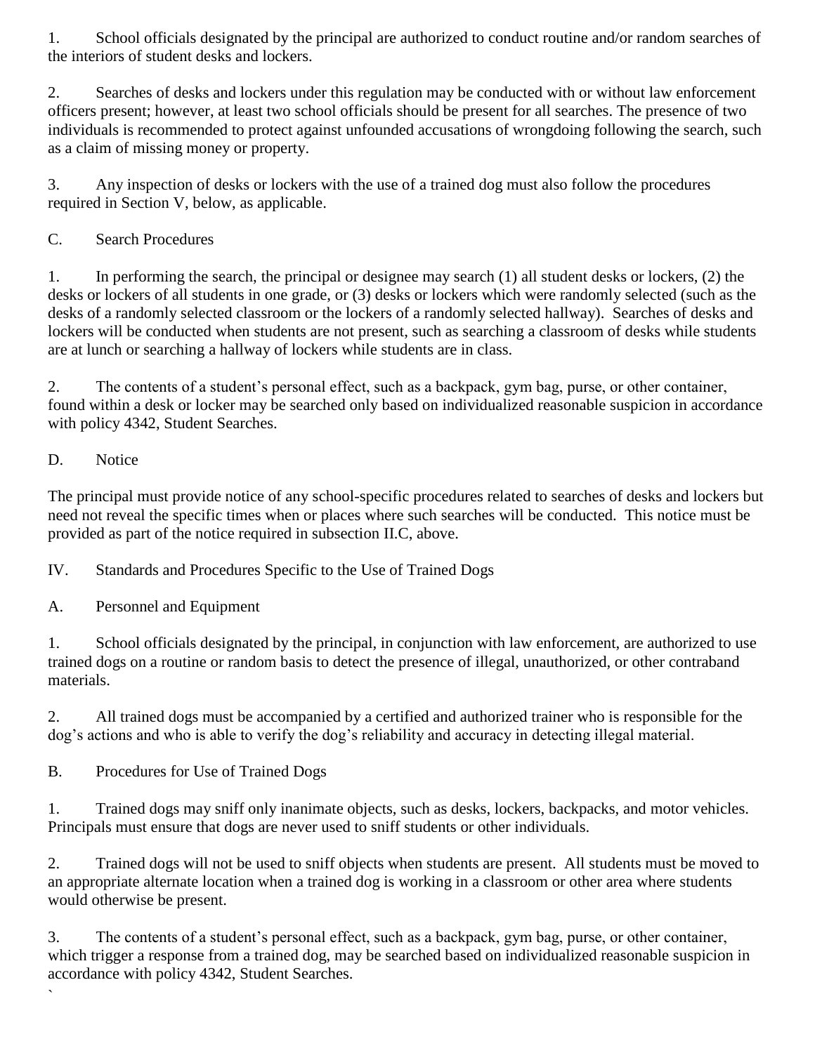1. School officials designated by the principal are authorized to conduct routine and/or random searches of the interiors of student desks and lockers.

2. Searches of desks and lockers under this regulation may be conducted with or without law enforcement officers present; however, at least two school officials should be present for all searches. The presence of two individuals is recommended to protect against unfounded accusations of wrongdoing following the search, such as a claim of missing money or property.

3. Any inspection of desks or lockers with the use of a trained dog must also follow the procedures required in Section V, below, as applicable.

C. Search Procedures

1. In performing the search, the principal or designee may search (1) all student desks or lockers, (2) the desks or lockers of all students in one grade, or (3) desks or lockers which were randomly selected (such as the desks of a randomly selected classroom or the lockers of a randomly selected hallway). Searches of desks and lockers will be conducted when students are not present, such as searching a classroom of desks while students are at lunch or searching a hallway of lockers while students are in class.

2. The contents of a student's personal effect, such as a backpack, gym bag, purse, or other container, found within a desk or locker may be searched only based on individualized reasonable suspicion in accordance with policy 4342, Student Searches.

D. Notice

The principal must provide notice of any school-specific procedures related to searches of desks and lockers but need not reveal the specific times when or places where such searches will be conducted. This notice must be provided as part of the notice required in subsection II.C, above.

IV. Standards and Procedures Specific to the Use of Trained Dogs

A. Personnel and Equipment

1. School officials designated by the principal, in conjunction with law enforcement, are authorized to use trained dogs on a routine or random basis to detect the presence of illegal, unauthorized, or other contraband materials.

2. All trained dogs must be accompanied by a certified and authorized trainer who is responsible for the dog's actions and who is able to verify the dog's reliability and accuracy in detecting illegal material.

B. Procedures for Use of Trained Dogs

1. Trained dogs may sniff only inanimate objects, such as desks, lockers, backpacks, and motor vehicles. Principals must ensure that dogs are never used to sniff students or other individuals.

2. Trained dogs will not be used to sniff objects when students are present. All students must be moved to an appropriate alternate location when a trained dog is working in a classroom or other area where students would otherwise be present.

3. The contents of a student's personal effect, such as a backpack, gym bag, purse, or other container, which trigger a response from a trained dog, may be searched based on individualized reasonable suspicion in accordance with policy 4342, Student Searches.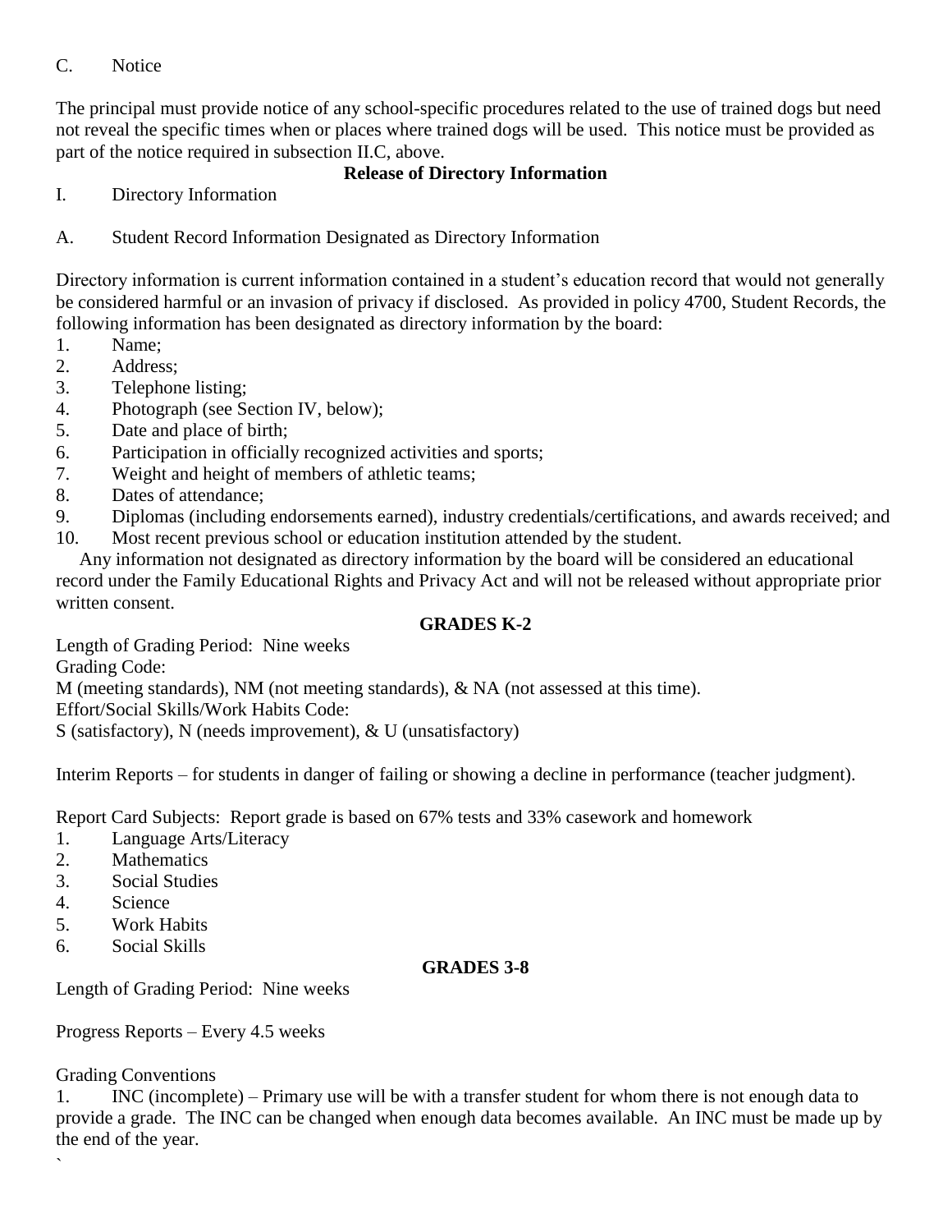C. Notice

The principal must provide notice of any school-specific procedures related to the use of trained dogs but need not reveal the specific times when or places where trained dogs will be used. This notice must be provided as part of the notice required in subsection II.C, above.

## Release of Directory Information

I. Directory Information

A. Student Record Information Designated as Directory Information

Directory information is current information contained in a student's education record that would not generally be considered harmful or an invasion of privacy if disclosed. As provided in policy 4700, Student Records, the following information has been designated as directory information by the board:

1. Name;
2. Address;
3. Telephone listing;
4. Photograph (see Section IV, below);
5. Date and place of birth;
6. Participation in officially recognized activities and sports;
7. Weight and height of members of athletic teams;
8. Dates of attendance;
9. Diplomas (including endorsements earned), industry credentials/certifications, and awards received; and
10. Most recent previous school or education institution attended by the student.

Any information not designated as directory information by the board will be considered an educational record under the Family Educational Rights and Privacy Act and will not be released without appropriate prior written consent.

## GRADES K-2

Length of Grading Period: Nine weeks

Grading Code:

M (meeting standards), NM (not meeting standards), & NA (not assessed at this time).

Effort/Social Skills/Work Habits Code:

S (satisfactory), N (needs improvement), & U (unsatisfactory)

Interim Reports – for students in danger of failing or showing a decline in performance (teacher judgment).

Report Card Subjects: Report grade is based on 67% tests and 33% casework and homework

1. Language Arts/Literacy
2. Mathematics
3. Social Studies
4. Science
5. Work Habits
6. Social Skills

## GRADES 3-8

Length of Grading Period: Nine weeks

Progress Reports – Every 4.5 weeks

Grading Conventions

1. INC (incomplete) – Primary use will be with a transfer student for whom there is not enough data to provide a grade. The INC can be changed when enough data becomes available. An INC must be made up by the end of the year.

`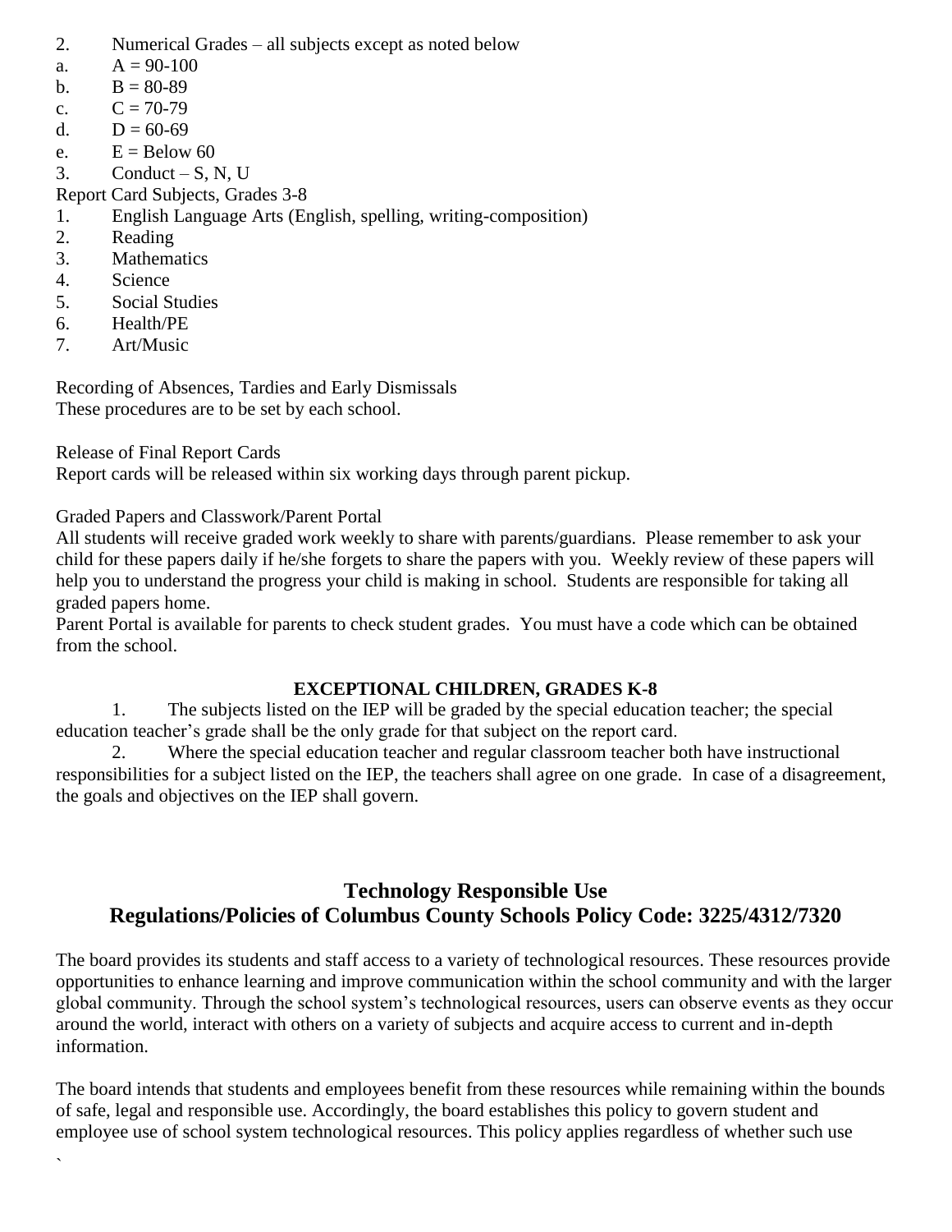2. Numerical Grades – all subjects except as noted below
   a. A = 90-100
   b. B = 80-89
   c. C = 70-79
   d. D = 60-69
   e. E = Below 60
3. Conduct – S, N, U

Report Card Subjects, Grades 3-8

1. English Language Arts (English, spelling, writing-composition)
2. Reading
3. Mathematics
4. Science
5. Social Studies
6. Health/PE
7. Art/Music

Recording of Absences, Tardies and Early Dismissals
These procedures are to be set by each school.

Release of Final Report Cards
Report cards will be released within six working days through parent pickup.

Graded Papers and Classwork/Parent Portal
All students will receive graded work weekly to share with parents/guardians. Please remember to ask your child for these papers daily if he/she forgets to share the papers with you. Weekly review of these papers will help you to understand the progress your child is making in school. Students are responsible for taking all graded papers home.
Parent Portal is available for parents to check student grades. You must have a code which can be obtained from the school.

**EXCEPTIONAL CHILDREN, GRADES K-8**

1. The subjects listed on the IEP will be graded by the special education teacher; the special education teacher's grade shall be the only grade for that subject on the report card.
2. Where the special education teacher and regular classroom teacher both have instructional responsibilities for a subject listed on the IEP, the teachers shall agree on one grade. In case of a disagreement, the goals and objectives on the IEP shall govern.

## Technology Responsible Use
## Regulations/Policies of Columbus County Schools Policy Code: 3225/4312/7320

The board provides its students and staff access to a variety of technological resources. These resources provide opportunities to enhance learning and improve communication within the school community and with the larger global community. Through the school system's technological resources, users can observe events as they occur around the world, interact with others on a variety of subjects and acquire access to current and in-depth information.

The board intends that students and employees benefit from these resources while remaining within the bounds of safe, legal and responsible use. Accordingly, the board establishes this policy to govern student and employee use of school system technological resources. This policy applies regardless of whether such use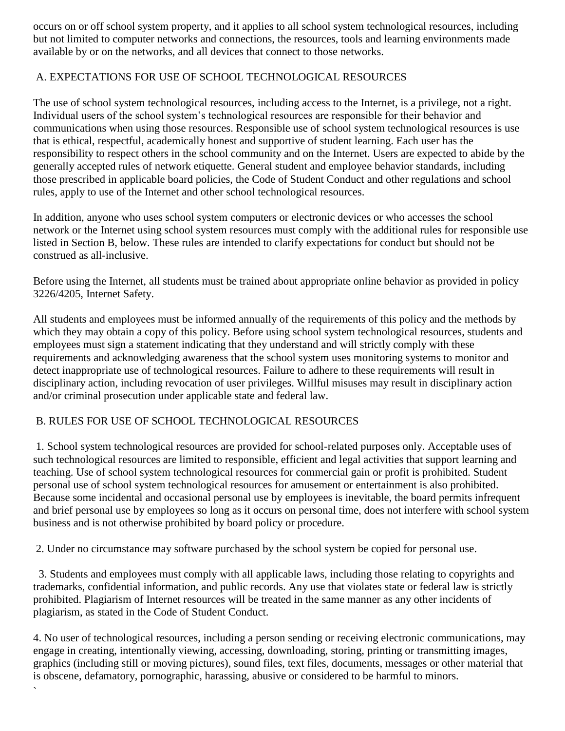occurs on or off school system property, and it applies to all school system technological resources, including but not limited to computer networks and connections, the resources, tools and learning environments made available by or on the networks, and all devices that connect to those networks.

## A. EXPECTATIONS FOR USE OF SCHOOL TECHNOLOGICAL RESOURCES

The use of school system technological resources, including access to the Internet, is a privilege, not a right. Individual users of the school system's technological resources are responsible for their behavior and communications when using those resources. Responsible use of school system technological resources is use that is ethical, respectful, academically honest and supportive of student learning. Each user has the responsibility to respect others in the school community and on the Internet. Users are expected to abide by the generally accepted rules of network etiquette. General student and employee behavior standards, including those prescribed in applicable board policies, the Code of Student Conduct and other regulations and school rules, apply to use of the Internet and other school technological resources.

In addition, anyone who uses school system computers or electronic devices or who accesses the school network or the Internet using school system resources must comply with the additional rules for responsible use listed in Section B, below. These rules are intended to clarify expectations for conduct but should not be construed as all-inclusive.

Before using the Internet, all students must be trained about appropriate online behavior as provided in policy 3226/4205, Internet Safety.

All students and employees must be informed annually of the requirements of this policy and the methods by which they may obtain a copy of this policy. Before using school system technological resources, students and employees must sign a statement indicating that they understand and will strictly comply with these requirements and acknowledging awareness that the school system uses monitoring systems to monitor and detect inappropriate use of technological resources. Failure to adhere to these requirements will result in disciplinary action, including revocation of user privileges. Willful misuses may result in disciplinary action and/or criminal prosecution under applicable state and federal law.

## B. RULES FOR USE OF SCHOOL TECHNOLOGICAL RESOURCES

1. School system technological resources are provided for school-related purposes only. Acceptable uses of such technological resources are limited to responsible, efficient and legal activities that support learning and teaching. Use of school system technological resources for commercial gain or profit is prohibited. Student personal use of school system technological resources for amusement or entertainment is also prohibited. Because some incidental and occasional personal use by employees is inevitable, the board permits infrequent and brief personal use by employees so long as it occurs on personal time, does not interfere with school system business and is not otherwise prohibited by board policy or procedure.

2. Under no circumstance may software purchased by the school system be copied for personal use.

3. Students and employees must comply with all applicable laws, including those relating to copyrights and trademarks, confidential information, and public records. Any use that violates state or federal law is strictly prohibited. Plagiarism of Internet resources will be treated in the same manner as any other incidents of plagiarism, as stated in the Code of Student Conduct.

4. No user of technological resources, including a person sending or receiving electronic communications, may engage in creating, intentionally viewing, accessing, downloading, storing, printing or transmitting images, graphics (including still or moving pictures), sound files, text files, documents, messages or other material that is obscene, defamatory, pornographic, harassing, abusive or considered to be harmful to minors.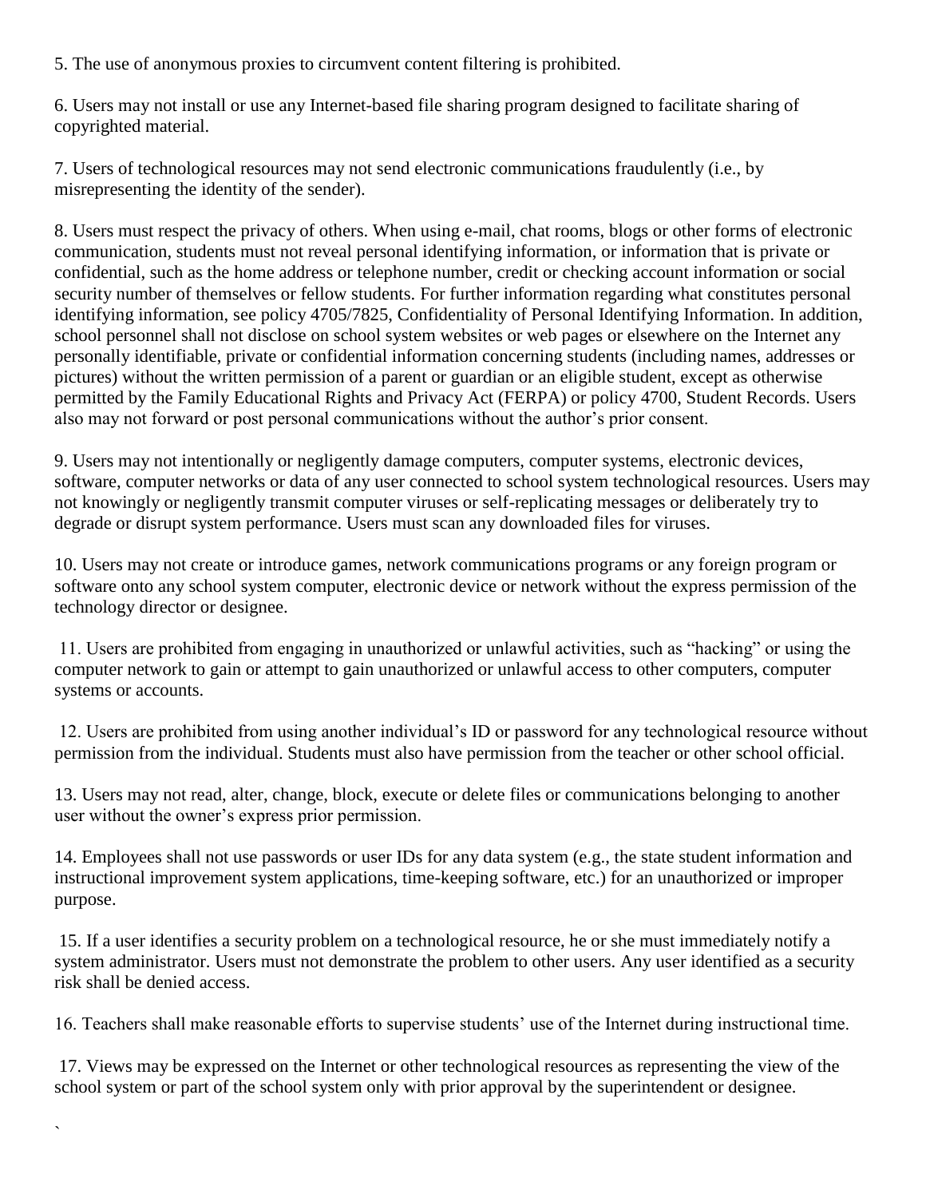5. The use of anonymous proxies to circumvent content filtering is prohibited.

6. Users may not install or use any Internet-based file sharing program designed to facilitate sharing of copyrighted material.

7. Users of technological resources may not send electronic communications fraudulently (i.e., by misrepresenting the identity of the sender).

8. Users must respect the privacy of others. When using e-mail, chat rooms, blogs or other forms of electronic communication, students must not reveal personal identifying information, or information that is private or confidential, such as the home address or telephone number, credit or checking account information or social security number of themselves or fellow students. For further information regarding what constitutes personal identifying information, see policy 4705/7825, Confidentiality of Personal Identifying Information. In addition, school personnel shall not disclose on school system websites or web pages or elsewhere on the Internet any personally identifiable, private or confidential information concerning students (including names, addresses or pictures) without the written permission of a parent or guardian or an eligible student, except as otherwise permitted by the Family Educational Rights and Privacy Act (FERPA) or policy 4700, Student Records. Users also may not forward or post personal communications without the author's prior consent.

9. Users may not intentionally or negligently damage computers, computer systems, electronic devices, software, computer networks or data of any user connected to school system technological resources. Users may not knowingly or negligently transmit computer viruses or self-replicating messages or deliberately try to degrade or disrupt system performance. Users must scan any downloaded files for viruses.

10. Users may not create or introduce games, network communications programs or any foreign program or software onto any school system computer, electronic device or network without the express permission of the technology director or designee.

11. Users are prohibited from engaging in unauthorized or unlawful activities, such as "hacking" or using the computer network to gain or attempt to gain unauthorized or unlawful access to other computers, computer systems or accounts.

12. Users are prohibited from using another individual's ID or password for any technological resource without permission from the individual. Students must also have permission from the teacher or other school official.

13. Users may not read, alter, change, block, execute or delete files or communications belonging to another user without the owner's express prior permission.

14. Employees shall not use passwords or user IDs for any data system (e.g., the state student information and instructional improvement system applications, time-keeping software, etc.) for an unauthorized or improper purpose.

15. If a user identifies a security problem on a technological resource, he or she must immediately notify a system administrator. Users must not demonstrate the problem to other users. Any user identified as a security risk shall be denied access.

16. Teachers shall make reasonable efforts to supervise students' use of the Internet during instructional time.

17. Views may be expressed on the Internet or other technological resources as representing the view of the school system or part of the school system only with prior approval by the superintendent or designee.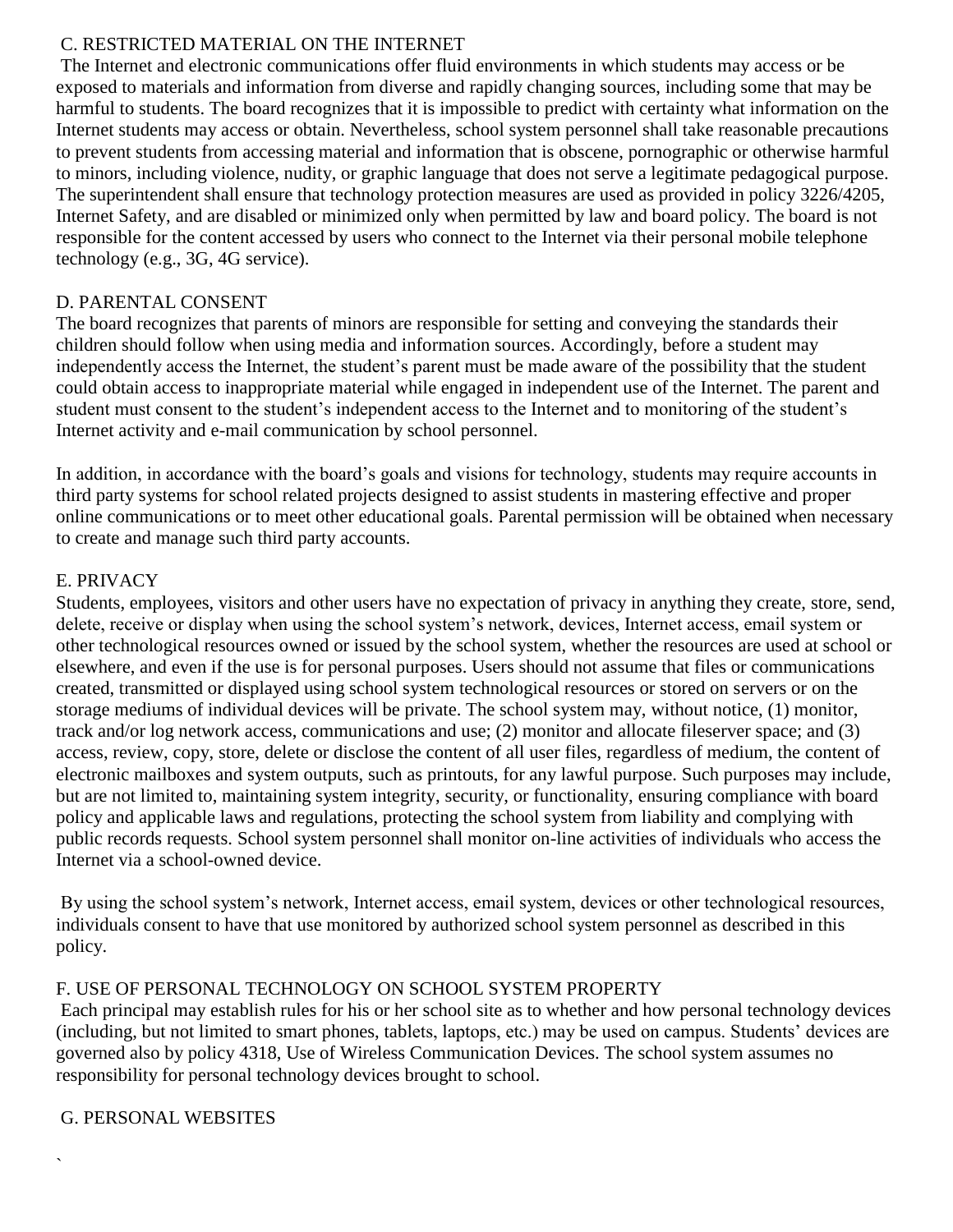## C. RESTRICTED MATERIAL ON THE INTERNET

The Internet and electronic communications offer fluid environments in which students may access or be exposed to materials and information from diverse and rapidly changing sources, including some that may be harmful to students. The board recognizes that it is impossible to predict with certainty what information on the Internet students may access or obtain. Nevertheless, school system personnel shall take reasonable precautions to prevent students from accessing material and information that is obscene, pornographic or otherwise harmful to minors, including violence, nudity, or graphic language that does not serve a legitimate pedagogical purpose. The superintendent shall ensure that technology protection measures are used as provided in policy 3226/4205, Internet Safety, and are disabled or minimized only when permitted by law and board policy. The board is not responsible for the content accessed by users who connect to the Internet via their personal mobile telephone technology (e.g., 3G, 4G service).

## D. PARENTAL CONSENT

The board recognizes that parents of minors are responsible for setting and conveying the standards their children should follow when using media and information sources. Accordingly, before a student may independently access the Internet, the student's parent must be made aware of the possibility that the student could obtain access to inappropriate material while engaged in independent use of the Internet. The parent and student must consent to the student's independent access to the Internet and to monitoring of the student's Internet activity and e-mail communication by school personnel.

In addition, in accordance with the board's goals and visions for technology, students may require accounts in third party systems for school related projects designed to assist students in mastering effective and proper online communications or to meet other educational goals. Parental permission will be obtained when necessary to create and manage such third party accounts.

## E. PRIVACY

Students, employees, visitors and other users have no expectation of privacy in anything they create, store, send, delete, receive or display when using the school system's network, devices, Internet access, email system or other technological resources owned or issued by the school system, whether the resources are used at school or elsewhere, and even if the use is for personal purposes. Users should not assume that files or communications created, transmitted or displayed using school system technological resources or stored on servers or on the storage mediums of individual devices will be private. The school system may, without notice, (1) monitor, track and/or log network access, communications and use; (2) monitor and allocate fileserver space; and (3) access, review, copy, store, delete or disclose the content of all user files, regardless of medium, the content of electronic mailboxes and system outputs, such as printouts, for any lawful purpose. Such purposes may include, but are not limited to, maintaining system integrity, security, or functionality, ensuring compliance with board policy and applicable laws and regulations, protecting the school system from liability and complying with public records requests. School system personnel shall monitor on-line activities of individuals who access the Internet via a school-owned device.

By using the school system's network, Internet access, email system, devices or other technological resources, individuals consent to have that use monitored by authorized school system personnel as described in this policy.

## F. USE OF PERSONAL TECHNOLOGY ON SCHOOL SYSTEM PROPERTY

Each principal may establish rules for his or her school site as to whether and how personal technology devices (including, but not limited to smart phones, tablets, laptops, etc.) may be used on campus. Students' devices are governed also by policy 4318, Use of Wireless Communication Devices. The school system assumes no responsibility for personal technology devices brought to school.

## G. PERSONAL WEBSITES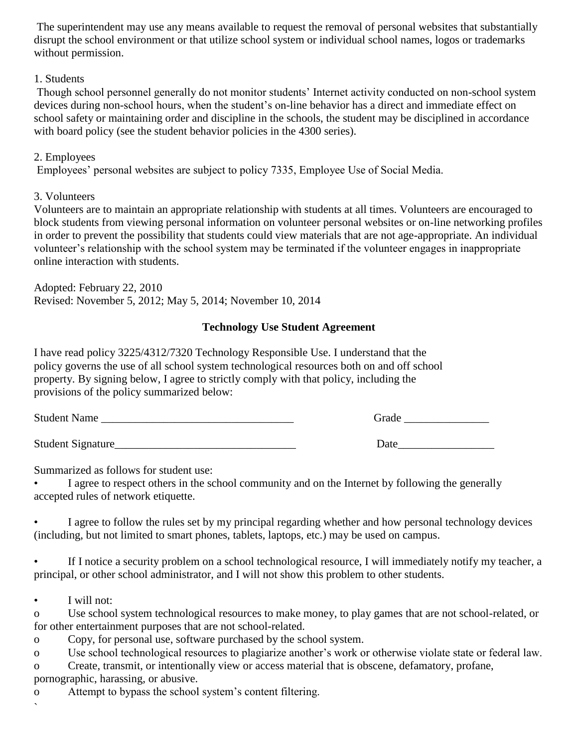The superintendent may use any means available to request the removal of personal websites that substantially disrupt the school environment or that utilize school system or individual school names, logos or trademarks without permission.

1. Students

Though school personnel generally do not monitor students' Internet activity conducted on non-school system devices during non-school hours, when the student's on-line behavior has a direct and immediate effect on school safety or maintaining order and discipline in the schools, the student may be disciplined in accordance with board policy (see the student behavior policies in the 4300 series).

2. Employees

Employees' personal websites are subject to policy 7335, Employee Use of Social Media.

3. Volunteers

Volunteers are to maintain an appropriate relationship with students at all times. Volunteers are encouraged to block students from viewing personal information on volunteer personal websites or on-line networking profiles in order to prevent the possibility that students could view materials that are not age-appropriate. An individual volunteer's relationship with the school system may be terminated if the volunteer engages in inappropriate online interaction with students.

Adopted: February 22, 2010
Revised: November 5, 2012; May 5, 2014; November 10, 2014

**Technology Use Student Agreement**

I have read policy 3225/4312/7320 Technology Responsible Use. I understand that the policy governs the use of all school system technological resources both on and off school property. By signing below, I agree to strictly comply with that policy, including the provisions of the policy summarized below:

Student Name ___________________________________ Grade _______________

Student Signature________________________________ Date_________________

Summarized as follows for student use:

- I agree to respect others in the school community and on the Internet by following the generally accepted rules of network etiquette.

- I agree to follow the rules set by my principal regarding whether and how personal technology devices (including, but not limited to smart phones, tablets, laptops, etc.) may be used on campus.

- If I notice a security problem on a school technological resource, I will immediately notify my teacher, a principal, or other school administrator, and I will not show this problem to other students.

- I will not:
  - Use school system technological resources to make money, to play games that are not school-related, or for other entertainment purposes that are not school-related.
  - Copy, for personal use, software purchased by the school system.
  - Use school technological resources to plagiarize another's work or otherwise violate state or federal law.
  - Create, transmit, or intentionally view or access material that is obscene, defamatory, profane, pornographic, harassing, or abusive.
  - Attempt to bypass the school system's content filtering.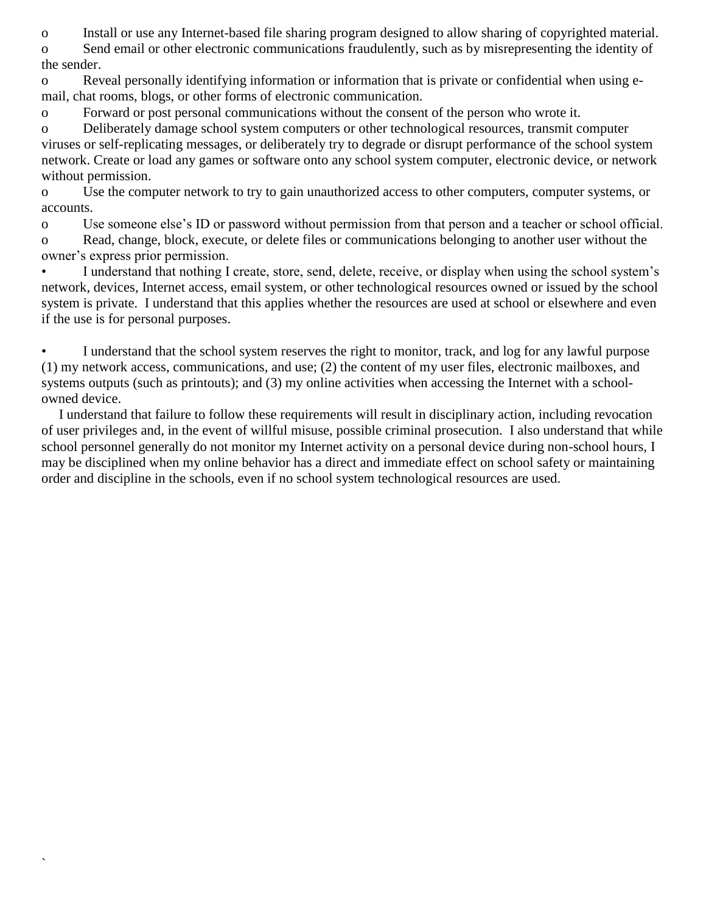- Install or use any Internet-based file sharing program designed to allow sharing of copyrighted material.
- Send email or other electronic communications fraudulently, such as by misrepresenting the identity of the sender.
- Reveal personally identifying information or information that is private or confidential when using e-mail, chat rooms, blogs, or other forms of electronic communication.
- Forward or post personal communications without the consent of the person who wrote it.
- Deliberately damage school system computers or other technological resources, transmit computer viruses or self-replicating messages, or deliberately try to degrade or disrupt performance of the school system network. Create or load any games or software onto any school system computer, electronic device, or network without permission.
- Use the computer network to try to gain unauthorized access to other computers, computer systems, or accounts.
- Use someone else's ID or password without permission from that person and a teacher or school official.
- Read, change, block, execute, or delete files or communications belonging to another user without the owner's express prior permission.

- I understand that nothing I create, store, send, delete, receive, or display when using the school system's network, devices, Internet access, email system, or other technological resources owned or issued by the school system is private. I understand that this applies whether the resources are used at school or elsewhere and even if the use is for personal purposes.

- I understand that the school system reserves the right to monitor, track, and log for any lawful purpose (1) my network access, communications, and use; (2) the content of my user files, electronic mailboxes, and systems outputs (such as printouts); and (3) my online activities when accessing the Internet with a school-owned device.

I understand that failure to follow these requirements will result in disciplinary action, including revocation of user privileges and, in the event of willful misuse, possible criminal prosecution. I also understand that while school personnel generally do not monitor my Internet activity on a personal device during non-school hours, I may be disciplined when my online behavior has a direct and immediate effect on school safety or maintaining order and discipline in the schools, even if no school system technological resources are used.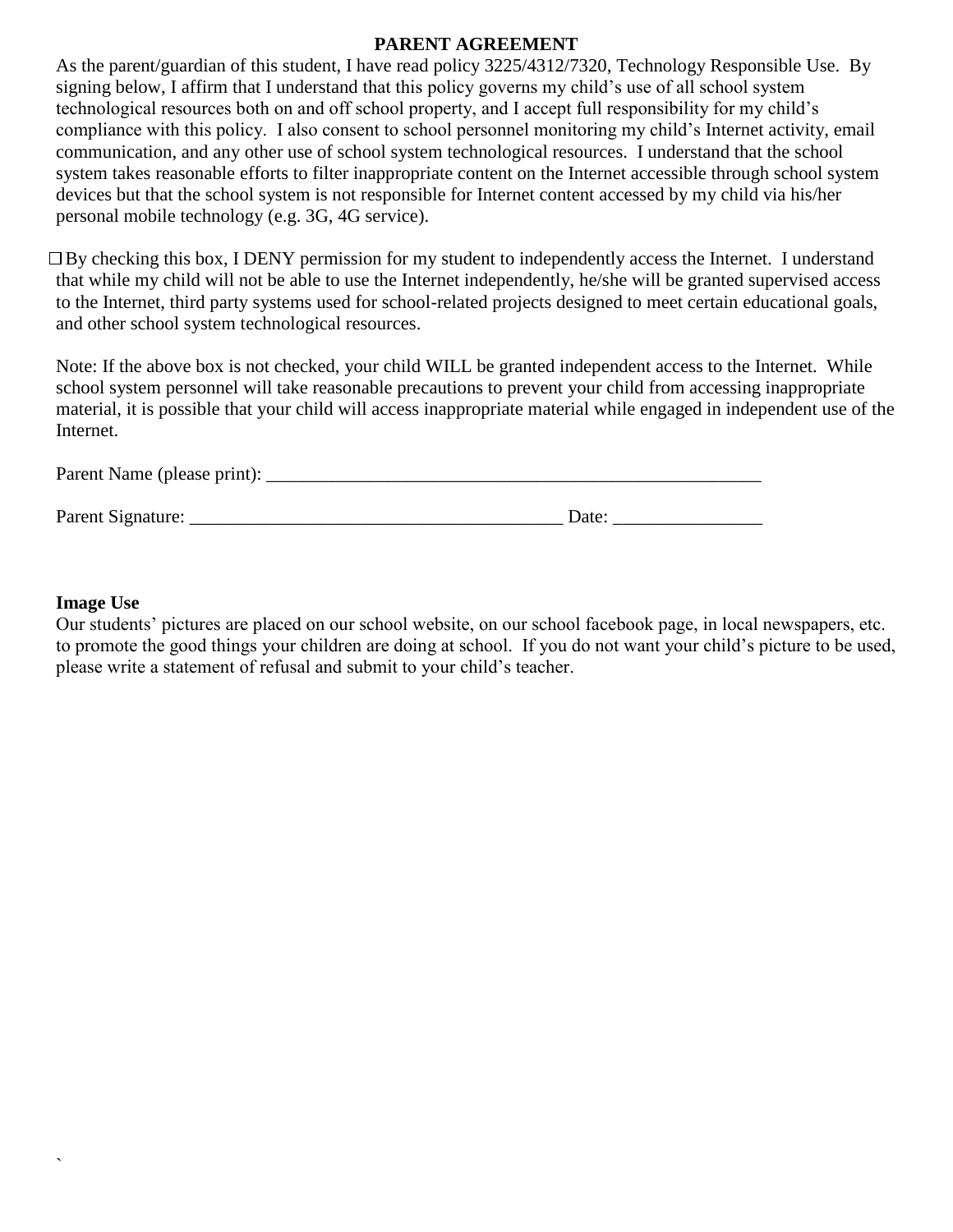## PARENT AGREEMENT

As the parent/guardian of this student, I have read policy 3225/4312/7320, Technology Responsible Use. By signing below, I affirm that I understand that this policy governs my child's use of all school system technological resources both on and off school property, and I accept full responsibility for my child's compliance with this policy. I also consent to school personnel monitoring my child's Internet activity, email communication, and any other use of school system technological resources. I understand that the school system takes reasonable efforts to filter inappropriate content on the Internet accessible through school system devices but that the school system is not responsible for Internet content accessed by my child via his/her personal mobile technology (e.g. 3G, 4G service).

☐ By checking this box, I DENY permission for my student to independently access the Internet. I understand that while my child will not be able to use the Internet independently, he/she will be granted supervised access to the Internet, third party systems used for school-related projects designed to meet certain educational goals, and other school system technological resources.

Note: If the above box is not checked, your child WILL be granted independent access to the Internet. While school system personnel will take reasonable precautions to prevent your child from accessing inappropriate material, it is possible that your child will access inappropriate material while engaged in independent use of the Internet.

Parent Name (please print): _______________________________________________________

Parent Signature: ________________________________________ Date: ________________

**Image Use**

Our students' pictures are placed on our school website, on our school facebook page, in local newspapers, etc. to promote the good things your children are doing at school. If you do not want your child's picture to be used, please write a statement of refusal and submit to your child's teacher.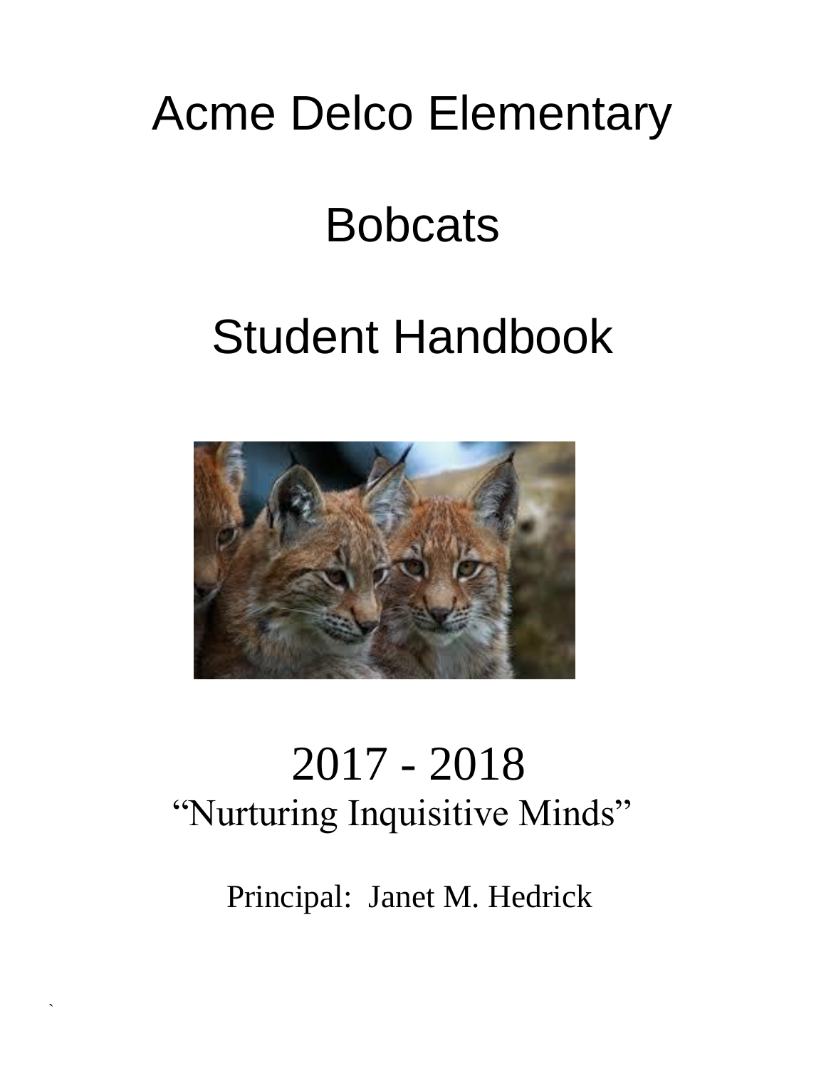# Acme Delco Elementary

# Bobcats

# Student Handbook

# 2017 - 2018

## "Nurturing Inquisitive Minds"

Principal: Janet M. Hedrick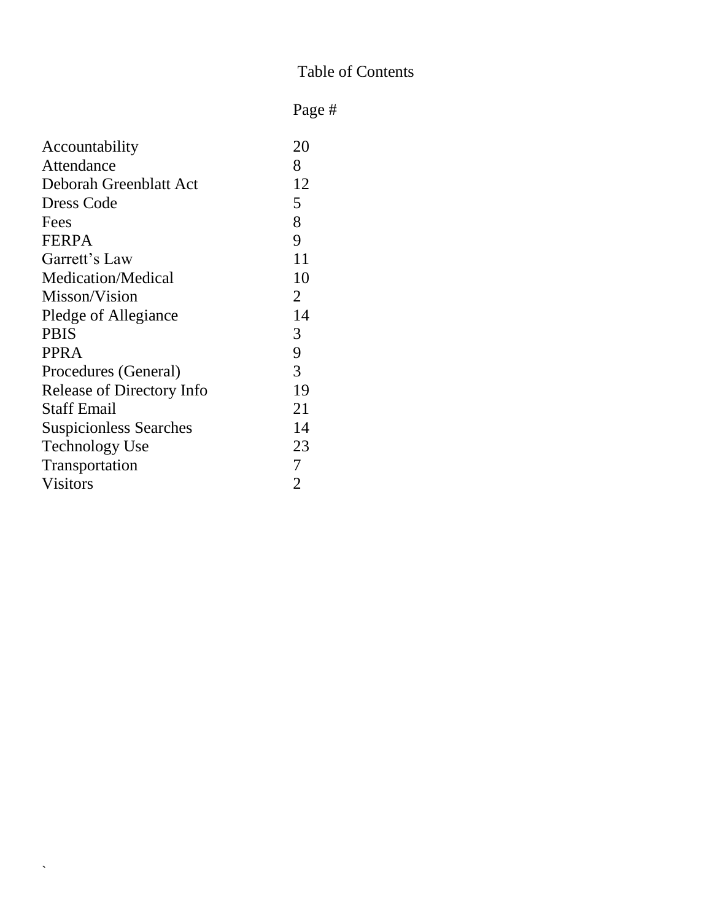# Table of Contents

| | Page # |
|---|---|
| Accountability | 20 |
| Attendance | 8 |
| Deborah Greenblatt Act | 12 |
| Dress Code | 5 |
| Fees | 8 |
| FERPA | 9 |
| Garrett's Law | 11 |
| Medication/Medical | 10 |
| Misson/Vision | 2 |
| Pledge of Allegiance | 14 |
| PBIS | 3 |
| PPRA | 9 |
| Procedures (General) | 3 |
| Release of Directory Info | 19 |
| Staff Email | 21 |
| Suspicionless Searches | 14 |
| Technology Use | 23 |
| Transportation | 7 |
| Visitors | 2 |

`